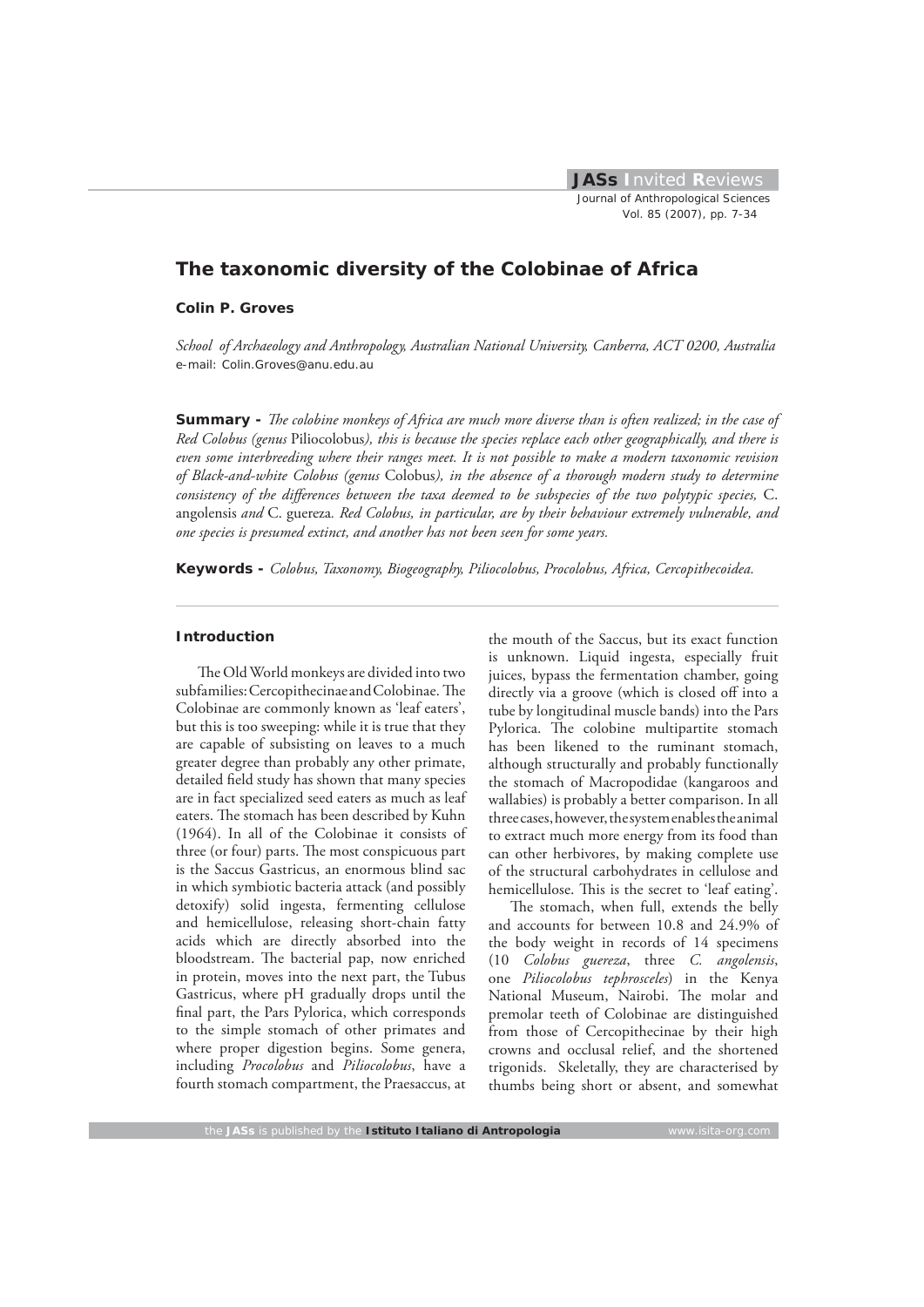# The taxonomic diversity of the Colobinae of Africa

**Colin P. Groves**

*School of Archaeology and Anthropology, Australian National University, Canberra, ACT 0200, Australia*
e-mail: Colin.Groves@anu.edu.au

**Summary -** *The colobine monkeys of Africa are much more diverse than is often realized; in the case of Red Colobus (genus* Piliocolobus*), this is because the species replace each other geographically, and there is even some interbreeding where their ranges meet. It is not possible to make a modern taxonomic revision of Black-and-white Colobus (genus* Colobus*), in the absence of a thorough modern study to determine consistency of the differences between the taxa deemed to be subspecies of the two polytypic species,* C. angolensis *and* C. guereza*. Red Colobus, in particular, are by their behaviour extremely vulnerable, and one species is presumed extinct, and another has not been seen for some years.*

**Keywords -** *Colobus, Taxonomy, Biogeography, Piliocolobus, Procolobus, Africa, Cercopithecoidea.*

## Introduction

The Old World monkeys are divided into two subfamilies: Cercopithecinae and Colobinae. The Colobinae are commonly known as 'leaf eaters', but this is too sweeping: while it is true that they are capable of subsisting on leaves to a much greater degree than probably any other primate, detailed field study has shown that many species are in fact specialized seed eaters as much as leaf eaters. The stomach has been described by Kuhn (1964). In all of the Colobinae it consists of three (or four) parts. The most conspicuous part is the Saccus Gastricus, an enormous blind sac in which symbiotic bacteria attack (and possibly detoxify) solid ingesta, fermenting cellulose and hemicellulose, releasing short-chain fatty acids which are directly absorbed into the bloodstream. The bacterial pap, now enriched in protein, moves into the next part, the Tubus Gastricus, where pH gradually drops until the final part, the Pars Pylorica, which corresponds to the simple stomach of other primates and where proper digestion begins. Some genera, including *Procolobus* and *Piliocolobus*, have a fourth stomach compartment, the Praesaccus, at the mouth of the Saccus, but its exact function is unknown. Liquid ingesta, especially fruit juices, bypass the fermentation chamber, going directly via a groove (which is closed off into a tube by longitudinal muscle bands) into the Pars Pylorica. The colobine multipartite stomach has been likened to the ruminant stomach, although structurally and probably functionally the stomach of Macropodidae (kangaroos and wallabies) is probably a better comparison. In all three cases, however, the system enables the animal to extract much more energy from its food than can other herbivores, by making complete use of the structural carbohydrates in cellulose and hemicellulose. This is the secret to 'leaf eating'.

The stomach, when full, extends the belly and accounts for between 10.8 and 24.9% of the body weight in records of 14 specimens (10 *Colobus guereza*, three *C. angolensis*, one *Piliocolobus tephrosceles*) in the Kenya National Museum, Nairobi. The molar and premolar teeth of Colobinae are distinguished from those of Cercopithecinae by their high crowns and occlusal relief, and the shortened trigonids. Skeletally, they are characterised by thumbs being short or absent, and somewhat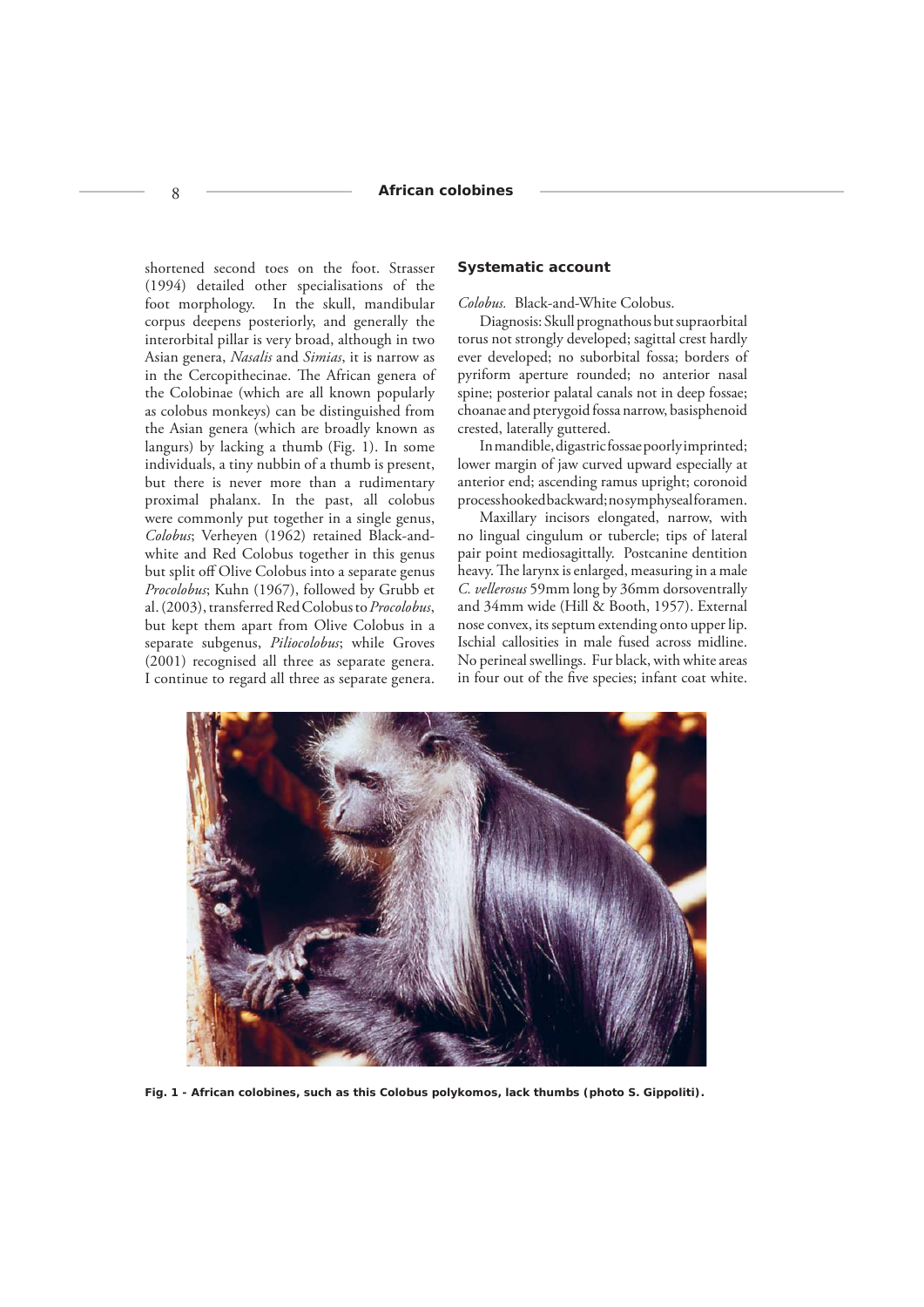shortened second toes on the foot. Strasser (1994) detailed other specialisations of the foot morphology. In the skull, mandibular corpus deepens posteriorly, and generally the interorbital pillar is very broad, although in two Asian genera, *Nasalis* and *Simias*, it is narrow as in the Cercopithecinae. The African genera of the Colobinae (which are all known popularly as colobus monkeys) can be distinguished from the Asian genera (which are broadly known as langurs) by lacking a thumb (Fig. 1). In some individuals, a tiny nubbin of a thumb is present, but there is never more than a rudimentary proximal phalanx. In the past, all colobus were commonly put together in a single genus, *Colobus*; Verheyen (1962) retained Black-and-white and Red Colobus together in this genus but split off Olive Colobus into a separate genus *Procolobus*; Kuhn (1967), followed by Grubb et al. (2003), transferred Red Colobus to *Procolobus*, but kept them apart from Olive Colobus in a separate subgenus, *Piliocolobus*; while Groves (2001) recognised all three as separate genera. I continue to regard all three as separate genera.

## Systematic account

*Colobus.* Black-and-White Colobus.

Diagnosis: Skull prognathous but supraorbital torus not strongly developed; sagittal crest hardly ever developed; no suborbital fossa; borders of pyriform aperture rounded; no anterior nasal spine; posterior palatal canals not in deep fossae; choanae and pterygoid fossa narrow, basisphenoid crested, laterally guttered.

In mandible, digastric fossae poorly imprinted; lower margin of jaw curved upward especially at anterior end; ascending ramus upright; coronoid process hooked backward; no symphyseal foramen.

Maxillary incisors elongated, narrow, with no lingual cingulum or tubercle; tips of lateral pair point mediosagittally. Postcanine dentition heavy. The larynx is enlarged, measuring in a male *C. vellerosus* 59mm long by 36mm dorsoventrally and 34mm wide (Hill & Booth, 1957). External nose convex, its septum extending onto upper lip. Ischial callosities in male fused across midline. No perineal swellings. Fur black, with white areas in four out of the five species; infant coat white.

**Fig. 1 - African colobines, such as this Colobus polykomos, lack thumbs (photo S. Gippoliti).**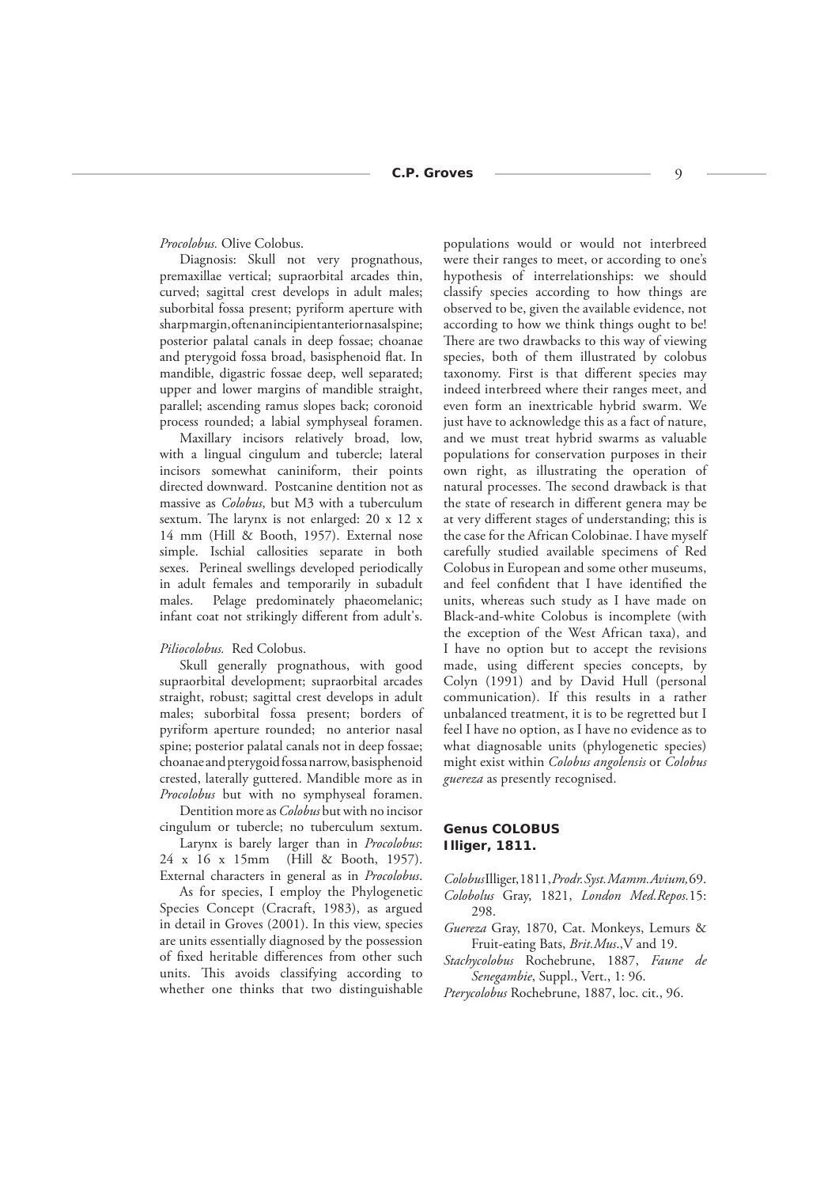*Procolobus.* Olive Colobus.

Diagnosis: Skull not very prognathous, premaxillae vertical; supraorbital arcades thin, curved; sagittal crest develops in adult males; suborbital fossa present; pyriform aperture with sharp margin, often an incipient anterior nasal spine; posterior palatal canals in deep fossae; choanae and pterygoid fossa broad, basisphenoid flat. In mandible, digastric fossae deep, well separated; upper and lower margins of mandible straight, parallel; ascending ramus slopes back; coronoid process rounded; a labial symphyseal foramen.

Maxillary incisors relatively broad, low, with a lingual cingulum and tubercle; lateral incisors somewhat caniniform, their points directed downward. Postcanine dentition not as massive as *Colobus*, but M3 with a tuberculum sextum. The larynx is not enlarged: 20 x 12 x 14 mm (Hill & Booth, 1957). External nose simple. Ischial callosities separate in both sexes. Perineal swellings developed periodically in adult females and temporarily in subadult males. Pelage predominately phaeomelanic; infant coat not strikingly different from adult's.

*Piliocolobus.* Red Colobus.

Skull generally prognathous, with good supraorbital development; supraorbital arcades straight, robust; sagittal crest develops in adult males; suborbital fossa present; borders of pyriform aperture rounded; no anterior nasal spine; posterior palatal canals not in deep fossae; choanae and pterygoid fossa narrow, basisphenoid crested, laterally guttered. Mandible more as in *Procolobus* but with no symphyseal foramen.

Dentition more as *Colobus* but with no incisor cingulum or tubercle; no tuberculum sextum.

Larynx is barely larger than in *Procolobus*: 24 x 16 x 15mm (Hill & Booth, 1957). External characters in general as in *Procolobus*.

As for species, I employ the Phylogenetic Species Concept (Cracraft, 1983), as argued in detail in Groves (2001). In this view, species are units essentially diagnosed by the possession of fixed heritable differences from other such units. This avoids classifying according to whether one thinks that two distinguishable populations would or would not interbreed were their ranges to meet, or according to one's hypothesis of interrelationships: we should classify species according to how things are observed to be, given the available evidence, not according to how we think things ought to be! There are two drawbacks to this way of viewing species, both of them illustrated by colobus taxonomy. First is that different species may indeed interbreed where their ranges meet, and even form an inextricable hybrid swarm. We just have to acknowledge this as a fact of nature, and we must treat hybrid swarms as valuable populations for conservation purposes in their own right, as illustrating the operation of natural processes. The second drawback is that the state of research in different genera may be at very different stages of understanding; this is the case for the African Colobinae. I have myself carefully studied available specimens of Red Colobus in European and some other museums, and feel confident that I have identified the units, whereas such study as I have made on Black-and-white Colobus is incomplete (with the exception of the West African taxa), and I have no option but to accept the revisions made, using different species concepts, by Colyn (1991) and by David Hull (personal communication). If this results in a rather unbalanced treatment, it is to be regretted but I feel I have no option, as I have no evidence as to what diagnosable units (phylogenetic species) might exist within *Colobus angolensis* or *Colobus guereza* as presently recognised.

## Genus COLOBUS Illiger, 1811.

*Colobus* Illiger, 1811, *Prodr. Syst. Mamm. Avium,* 69.

*Colobolus* Gray, 1821, *London Med. Repos.* 15: 298.

*Guereza* Gray, 1870, Cat. Monkeys, Lemurs & Fruit-eating Bats, *Brit. Mus.*, V and 19.

*Stachycolobus* Rochebrune, 1887, *Faune de Senegambie*, Suppl., Vert., 1: 96.

*Pterycolobus* Rochebrune, 1887, loc. cit., 96.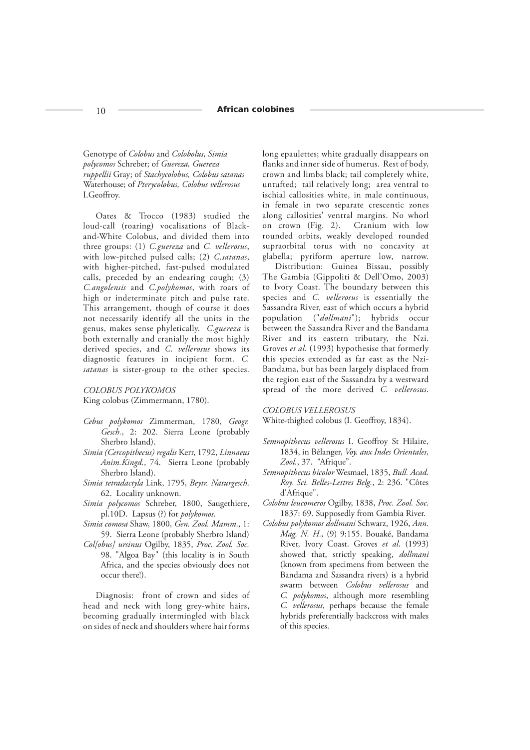Genotype of *Colobus* and *Colobolus*, *Simia polycomos* Schreber; of *Guereza, Guereza ruppellii* Gray; of *Stachycolobus, Colobus satanas* Waterhouse; of *Pterycolobus, Colobus vellerosus* I.Geoffroy.

Oates & Trocco (1983) studied the loud-call (roaring) vocalisations of Black-and-White Colobus, and divided them into three groups: (1) *C.guereza* and *C. vellerosus*, with low-pitched pulsed calls; (2) *C.satanas*, with higher-pitched, fast-pulsed modulated calls, preceded by an endearing cough; (3) *C.angolensis* and *C.polykomos*, with roars of high or indeterminate pitch and pulse rate. This arrangement, though of course it does not necessarily identify all the units in the genus, makes sense phyletically. *C.guereza* is both externally and cranially the most highly derived species, and *C. vellerosus* shows its diagnostic features in incipient form. *C. satanas* is sister-group to the other species.

*COLOBUS POLYKOMOS*

King colobus (Zimmermann, 1780).

- *Cebus polykomos* Zimmerman, 1780, *Geogr. Gesch.*, 2: 202. Sierra Leone (probably Sherbro Island).
- *Simia (Cercopithecus) regalis* Kerr, 1792, *Linnaeus Anim.Kingd.*, 74. Sierra Leone (probably Sherbro Island).
- *Simia tetradactyla* Link, 1795, *Beytr. Naturgesch.* 62. Locality unknown.
- *Simia polycomos* Schreber, 1800, Saugethiere, pl.10D. Lapsus (?) for *polykomos.*
- *Simia comosa* Shaw, 1800, *Gen. Zool. Mamm*., 1: 59. Sierra Leone (probably Sherbro Island)
- *Col[obus] ursinus* Ogilby, 1835, *Proc. Zool. Soc.* 98. "Algoa Bay" (this locality is in South Africa, and the species obviously does not occur there!).

Diagnosis: front of crown and sides of head and neck with long grey-white hairs, becoming gradually intermingled with black on sides of neck and shoulders where hair forms long epaulettes; white gradually disappears on flanks and inner side of humerus. Rest of body, crown and limbs black; tail completely white, untufted; tail relatively long; area ventral to ischial callosities white, in male continuous, in female in two separate crescentic zones along callosities' ventral margins. No whorl on crown (Fig. 2). Cranium with low rounded orbits, weakly developed rounded supraorbital torus with no concavity at glabella; pyriform aperture low, narrow.

Distribution: Guinea Bissau, possibly The Gambia (Gippoliti & Dell'Omo, 2003) to Ivory Coast. The boundary between this species and *C. vellerosus* is essentially the Sassandra River, east of which occurs a hybrid population ("*dollmani*"); hybrids occur between the Sassandra River and the Bandama River and its eastern tributary, the Nzi. Groves *et al.* (1993) hypothesise that formerly this species extended as far east as the Nzi-Bandama, but has been largely displaced from the region east of the Sassandra by a westward spread of the more derived *C. vellerosus*.

*COLOBUS VELLEROSUS*

White-thighed colobus (I. Geoffroy, 1834).

- *Semnopithecus vellerosus* I. Geoffroy St Hilaire, 1834, in Bélanger, *Voy. aux Indes Orientales*, *Zool.*, 37. "Afrique".
- *Semnopithecus bicolor* Wesmael, 1835, *Bull. Acad. Roy. Sci. Belles-Lettres Belg.*, 2: 236. "Côtes d'Afrique".
- *Colobus leucomeros* Ogilby, 1838, *Proc. Zool. Soc.* 1837: 69. Supposedly from Gambia River.
- *Colobus polykomos dollmani* Schwarz, 1926, *Ann. Mag. N. H.,* (9) 9:155. Bouaké, Bandama River, Ivory Coast. Groves *et al*. (1993) showed that, strictly speaking, *dollmani* (known from specimens from between the Bandama and Sassandra rivers) is a hybrid swarm between *Colobus vellerosus* and *C. polykomos*, although more resembling *C. vellerosus*, perhaps because the female hybrids preferentially backcross with males of this species.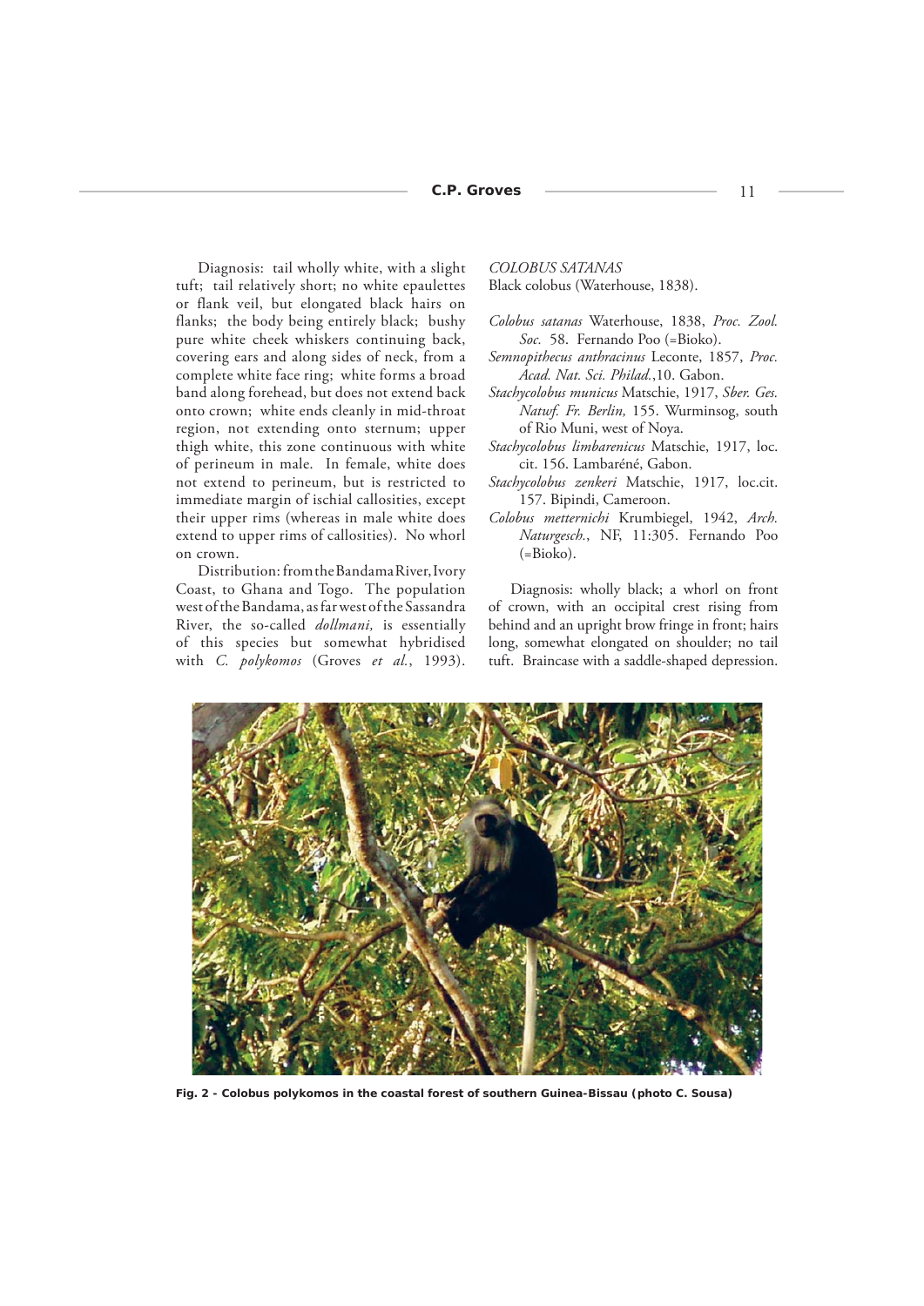Diagnosis: tail wholly white, with a slight tuft; tail relatively short; no white epaulettes or flank veil, but elongated black hairs on flanks; the body being entirely black; bushy pure white cheek whiskers continuing back, covering ears and along sides of neck, from a complete white face ring; white forms a broad band along forehead, but does not extend back onto crown; white ends cleanly in mid-throat region, not extending onto sternum; upper thigh white, this zone continuous with white of perineum in male. In female, white does not extend to perineum, but is restricted to immediate margin of ischial callosities, except their upper rims (whereas in male white does extend to upper rims of callosities). No whorl on crown.

Distribution: from the Bandama River, Ivory Coast, to Ghana and Togo. The population west of the Bandama, as far west of the Sassandra River, the so-called *dollmani,* is essentially of this species but somewhat hybridised with *C. polykomos* (Groves *et al.*, 1993).

*COLOBUS SATANAS*
Black colobus (Waterhouse, 1838).

*Colobus satanas* Waterhouse, 1838, *Proc. Zool. Soc.* 58. Fernando Poo (=Bioko).
*Semnopithecus anthracinus* Leconte, 1857, *Proc. Acad. Nat. Sci. Philad.*,10. Gabon.
*Stachycolobus municus* Matschie, 1917, *Sber. Ges. Natuf. Fr. Berlin,* 155. Wurminsog, south of Rio Muni, west of Noya.
*Stachycolobus limbarenicus* Matschie, 1917, loc. cit. 156. Lambaréné, Gabon.
*Stachycolobus zenkeri* Matschie, 1917, loc.cit. 157. Bipindi, Cameroon.
*Colobus metternichi* Krumbiegel, 1942, *Arch. Naturgesch.*, NF, 11:305. Fernando Poo (=Bioko).

Diagnosis: wholly black; a whorl on front of crown, with an occipital crest rising from behind and an upright brow fringe in front; hairs long, somewhat elongated on shoulder; no tail tuft. Braincase with a saddle-shaped depression.

**Fig. 2 - Colobus polykomos in the coastal forest of southern Guinea-Bissau (photo C. Sousa)**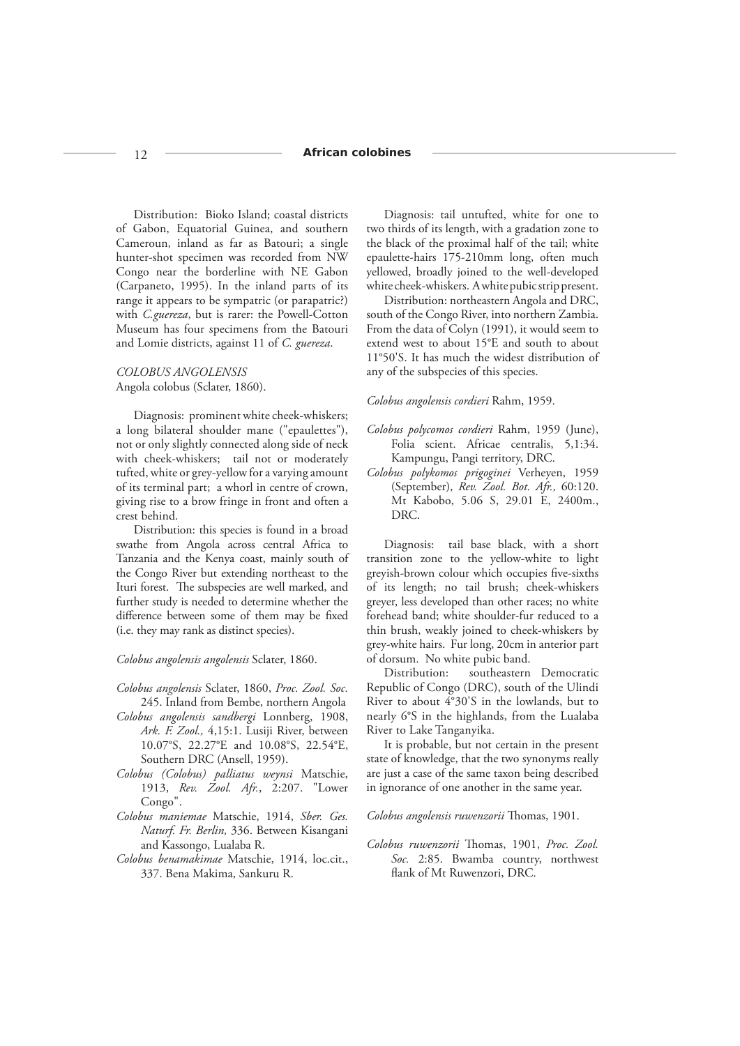Distribution: Bioko Island; coastal districts of Gabon, Equatorial Guinea, and southern Cameroun, inland as far as Batouri; a single hunter-shot specimen was recorded from NW Congo near the borderline with NE Gabon (Carpaneto, 1995). In the inland parts of its range it appears to be sympatric (or parapatric?) with *C.guereza*, but is rarer: the Powell-Cotton Museum has four specimens from the Batouri and Lomie districts, against 11 of *C. guereza*.

*COLOBUS ANGOLENSIS*
Angola colobus (Sclater, 1860).

Diagnosis: prominent white cheek-whiskers; a long bilateral shoulder mane ("epaulettes"), not or only slightly connected along side of neck with cheek-whiskers; tail not or moderately tufted, white or grey-yellow for a varying amount of its terminal part; a whorl in centre of crown, giving rise to a brow fringe in front and often a crest behind.

Distribution: this species is found in a broad swathe from Angola across central Africa to Tanzania and the Kenya coast, mainly south of the Congo River but extending northeast to the Ituri forest. The subspecies are well marked, and further study is needed to determine whether the difference between some of them may be fixed (i.e. they may rank as distinct species).

*Colobus angolensis angolensis* Sclater, 1860.

*Colobus angolensis* Sclater, 1860, *Proc. Zool. Soc.* 245. Inland from Bembe, northern Angola

*Colobus angolensis sandbergi* Lonnberg, 1908, *Ark. F. Zool.,* 4,15:1. Lusiji River, between 10.07°S, 22.27°E and 10.08°S, 22.54°E, Southern DRC (Ansell, 1959).

*Colobus (Colobus) palliatus weynsi* Matschie, 1913, *Rev. Zool. Afr.*, 2:207. "Lower Congo".

*Colobus maniemae* Matschie, 1914, *Sber. Ges. Naturf. Fr. Berlin,* 336. Between Kisangani and Kassongo, Lualaba R.

*Colobus benamakimae* Matschie, 1914, loc.cit., 337. Bena Makima, Sankuru R.

Diagnosis: tail untufted, white for one to two thirds of its length, with a gradation zone to the black of the proximal half of the tail; white epaulette-hairs 175-210mm long, often much yellowed, broadly joined to the well-developed white cheek-whiskers. A white pubic strip present.

Distribution: northeastern Angola and DRC, south of the Congo River, into northern Zambia. From the data of Colyn (1991), it would seem to extend west to about 15°E and south to about 11°50'S. It has much the widest distribution of any of the subspecies of this species.

*Colobus angolensis cordieri* Rahm, 1959.

*Colobus polycomos cordieri* Rahm, 1959 (June), Folia scient. Africae centralis, 5,1:34. Kampungu, Pangi territory, DRC.

*Colobus polykomos prigoginei* Verheyen, 1959 (September), *Rev. Zool. Bot. Afr.,* 60:120. Mt Kabobo, 5.06 S, 29.01 E, 2400m., DRC.

Diagnosis: tail base black, with a short transition zone to the yellow-white to light greyish-brown colour which occupies five-sixths of its length; no tail brush; cheek-whiskers greyer, less developed than other races; no white forehead band; white shoulder-fur reduced to a thin brush, weakly joined to cheek-whiskers by grey-white hairs. Fur long, 20cm in anterior part of dorsum. No white pubic band.

Distribution: southeastern Democratic Republic of Congo (DRC), south of the Ulindi River to about 4°30'S in the lowlands, but to nearly 6°S in the highlands, from the Lualaba River to Lake Tanganyika.

It is probable, but not certain in the present state of knowledge, that the two synonyms really are just a case of the same taxon being described in ignorance of one another in the same year.

*Colobus angolensis ruwenzorii* Thomas, 1901.

*Colobus ruwenzorii* Thomas, 1901, *Proc. Zool. Soc.* 2:85. Bwamba country, northwest flank of Mt Ruwenzori, DRC.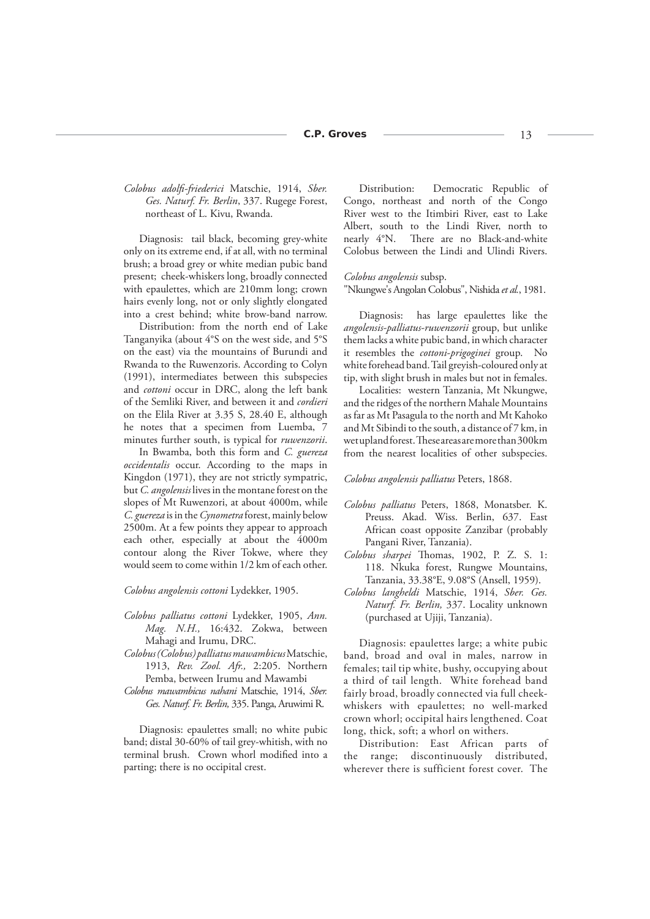*Colobus adolfi-friederici* Matschie, 1914, *Sber. Ges. Naturf. Fr. Berlin*, 337. Rugege Forest, northeast of L. Kivu, Rwanda.

Diagnosis: tail black, becoming grey-white only on its extreme end, if at all, with no terminal brush; a broad grey or white median pubic band present; cheek-whiskers long, broadly connected with epaulettes, which are 210mm long; crown hairs evenly long, not or only slightly elongated into a crest behind; white brow-band narrow.

Distribution: from the north end of Lake Tanganyika (about 4°S on the west side, and 5°S on the east) via the mountains of Burundi and Rwanda to the Ruwenzoris. According to Colyn (1991), intermediates between this subspecies and *cottoni* occur in DRC, along the left bank of the Semliki River, and between it and *cordieri* on the Elila River at 3.35 S, 28.40 E, although he notes that a specimen from Luemba, 7 minutes further south, is typical for *ruwenzorii*.

In Bwamba, both this form and *C. guereza occidentalis* occur. According to the maps in Kingdon (1971), they are not strictly sympatric, but *C. angolensis* lives in the montane forest on the slopes of Mt Ruwenzori, at about 4000m, while *C. guereza* is in the *Cynometra* forest, mainly below 2500m. At a few points they appear to approach each other, especially at about the 4000m contour along the River Tokwe, where they would seem to come within 1/2 km of each other.

*Colobus angolensis cottoni* Lydekker, 1905.

*Colobus palliatus cottoni* Lydekker, 1905, *Ann. Mag. N.H.,* 16:432. Zokwa, between Mahagi and Irumu, DRC.

*Colobus (Colobus) palliatus mawambicus* Matschie, 1913, *Rev. Zool. Afr.,* 2:205. Northern Pemba, between Irumu and Mawambi

*Colobus mawambicus nahani* Matschie, 1914, *Sber. Ges. Naturf. Fr. Berlin,* 335. Panga, Aruwimi R.

Diagnosis: epaulettes small; no white pubic band; distal 30-60% of tail grey-whitish, with no terminal brush. Crown whorl modified into a parting; there is no occipital crest.

Distribution: Democratic Republic of Congo, northeast and north of the Congo River west to the Itimbiri River, east to Lake Albert, south to the Lindi River, north to nearly 4°N. There are no Black-and-white Colobus between the Lindi and Ulindi Rivers.

*Colobus angolensis* subsp.

"Nkungwe's Angolan Colobus", Nishida *et al.*, 1981.

Diagnosis: has large epaulettes like the *angolensis-palliatus-ruwenzorii* group, but unlike them lacks a white pubic band, in which character it resembles the *cottoni-prigoginei* group. No white forehead band. Tail greyish-coloured only at tip, with slight brush in males but not in females.

Localities: western Tanzania, Mt Nkungwe, and the ridges of the northern Mahale Mountains as far as Mt Pasagula to the north and Mt Kahoko and Mt Sibindi to the south, a distance of 7 km, in wet upland forest. These areas are more than 300km from the nearest localities of other subspecies.

*Colobus angolensis palliatus* Peters, 1868.

*Colobus palliatus* Peters, 1868, Monatsber. K. Preuss. Akad. Wiss. Berlin, 637. East African coast opposite Zanzibar (probably Pangani River, Tanzania).

*Colobus sharpei* Thomas, 1902, P. Z. S. 1: 118. Nkuka forest, Rungwe Mountains, Tanzania, 33.38°E, 9.08°S (Ansell, 1959).

*Colobus langheldi* Matschie, 1914, *Sber. Ges. Naturf. Fr. Berlin,* 337. Locality unknown (purchased at Ujiji, Tanzania).

Diagnosis: epaulettes large; a white pubic band, broad and oval in males, narrow in females; tail tip white, bushy, occupying about a third of tail length. White forehead band fairly broad, broadly connected via full cheek-whiskers with epaulettes; no well-marked crown whorl; occipital hairs lengthened. Coat long, thick, soft; a whorl on withers.

Distribution: East African parts of the range; discontinuously distributed, wherever there is sufficient forest cover. The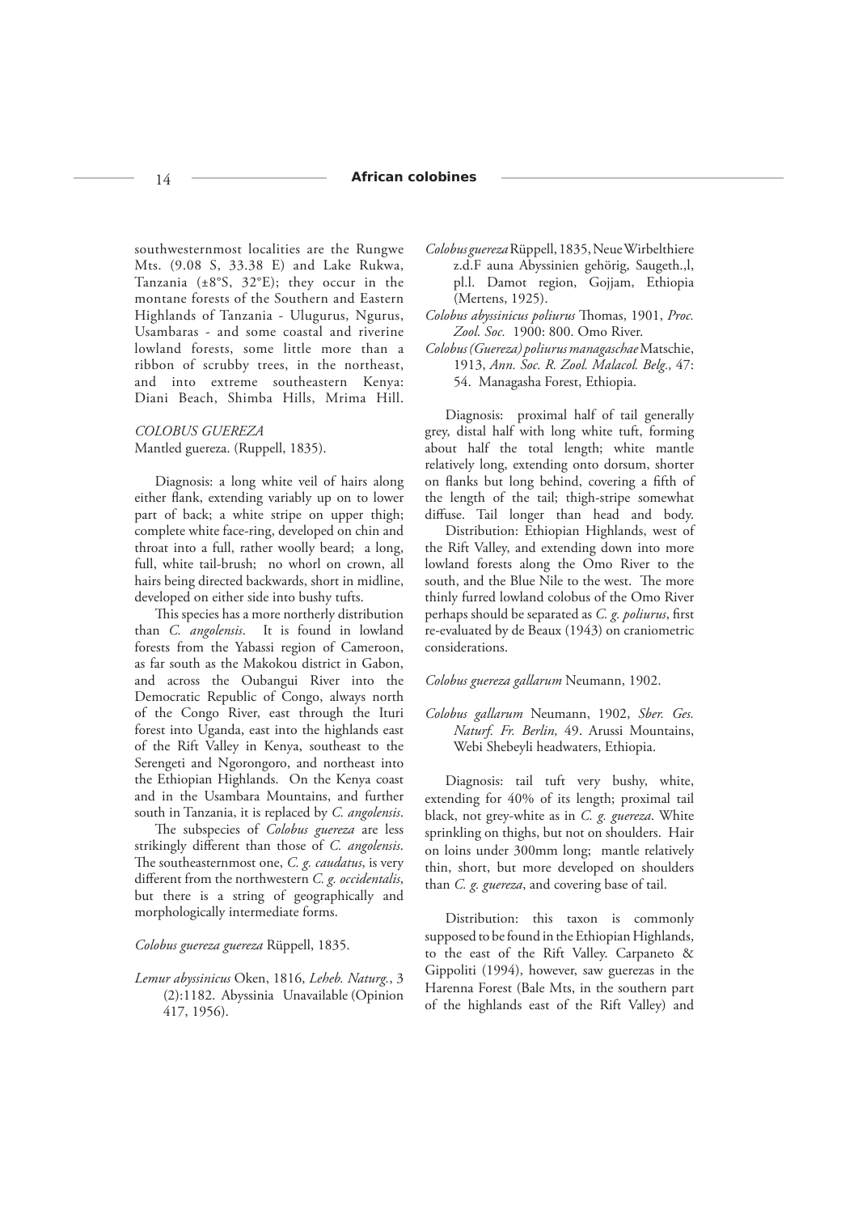southwesternmost localities are the Rungwe Mts. (9.08 S, 33.38 E) and Lake Rukwa, Tanzania (±8°S, 32°E); they occur in the montane forests of the Southern and Eastern Highlands of Tanzania - Ulugurus, Ngurus, Usambaras - and some coastal and riverine lowland forests, some little more than a ribbon of scrubby trees, in the northeast, and into extreme southeastern Kenya: Diani Beach, Shimba Hills, Mrima Hill.

*COLOBUS GUEREZA*

Mantled guereza. (Ruppell, 1835).

Diagnosis: a long white veil of hairs along either flank, extending variably up on to lower part of back; a white stripe on upper thigh; complete white face-ring, developed on chin and throat into a full, rather woolly beard; a long, full, white tail-brush; no whorl on crown, all hairs being directed backwards, short in midline, developed on either side into bushy tufts.

This species has a more northerly distribution than *C. angolensis*. It is found in lowland forests from the Yabassi region of Cameroon, as far south as the Makokou district in Gabon, and across the Oubangui River into the Democratic Republic of Congo, always north of the Congo River, east through the Ituri forest into Uganda, east into the highlands east of the Rift Valley in Kenya, southeast to the Serengeti and Ngorongoro, and northeast into the Ethiopian Highlands. On the Kenya coast and in the Usambara Mountains, and further south in Tanzania, it is replaced by *C. angolensis*.

The subspecies of *Colobus guereza* are less strikingly different than those of *C. angolensis*. The southeasternmost one, *C. g. caudatus*, is very different from the northwestern *C. g. occidentalis*, but there is a string of geographically and morphologically intermediate forms.

*Colobus guereza guereza* Rüppell, 1835.

*Lemur abyssinicus* Oken, 1816, *Leheb. Naturg.*, 3 (2):1182. Abyssinia Unavailable (Opinion 417, 1956).

*Colobus guereza* Rüppell, 1835, Neue Wirbelthiere z.d.F auna Abyssinien gehörig, Saugeth.,l, pl.l. Damot region, Gojjam, Ethiopia (Mertens, 1925).

*Colobus abyssinicus poliurus* Thomas, 1901, *Proc. Zool. Soc.* 1900: 800. Omo River.

*Colobus (Guereza) poliurus managaschae* Matschie, 1913, *Ann. Soc. R. Zool. Malacol. Belg.,* 47: 54. Managasha Forest, Ethiopia.

Diagnosis: proximal half of tail generally grey, distal half with long white tuft, forming about half the total length; white mantle relatively long, extending onto dorsum, shorter on flanks but long behind, covering a fifth of the length of the tail; thigh-stripe somewhat diffuse. Tail longer than head and body.

Distribution: Ethiopian Highlands, west of the Rift Valley, and extending down into more lowland forests along the Omo River to the south, and the Blue Nile to the west. The more thinly furred lowland colobus of the Omo River perhaps should be separated as *C. g. poliurus*, first re-evaluated by de Beaux (1943) on craniometric considerations.

*Colobus guereza gallarum* Neumann, 1902.

*Colobus gallarum* Neumann, 1902, *Sber. Ges. Naturf. Fr. Berlin,* 49. Arussi Mountains, Webi Shebeyli headwaters, Ethiopia.

Diagnosis: tail tuft very bushy, white, extending for 40% of its length; proximal tail black, not grey-white as in *C. g. guereza*. White sprinkling on thighs, but not on shoulders. Hair on loins under 300mm long; mantle relatively thin, short, but more developed on shoulders than *C. g. guereza*, and covering base of tail.

Distribution: this taxon is commonly supposed to be found in the Ethiopian Highlands, to the east of the Rift Valley. Carpaneto & Gippoliti (1994), however, saw guerezas in the Harenna Forest (Bale Mts, in the southern part of the highlands east of the Rift Valley) and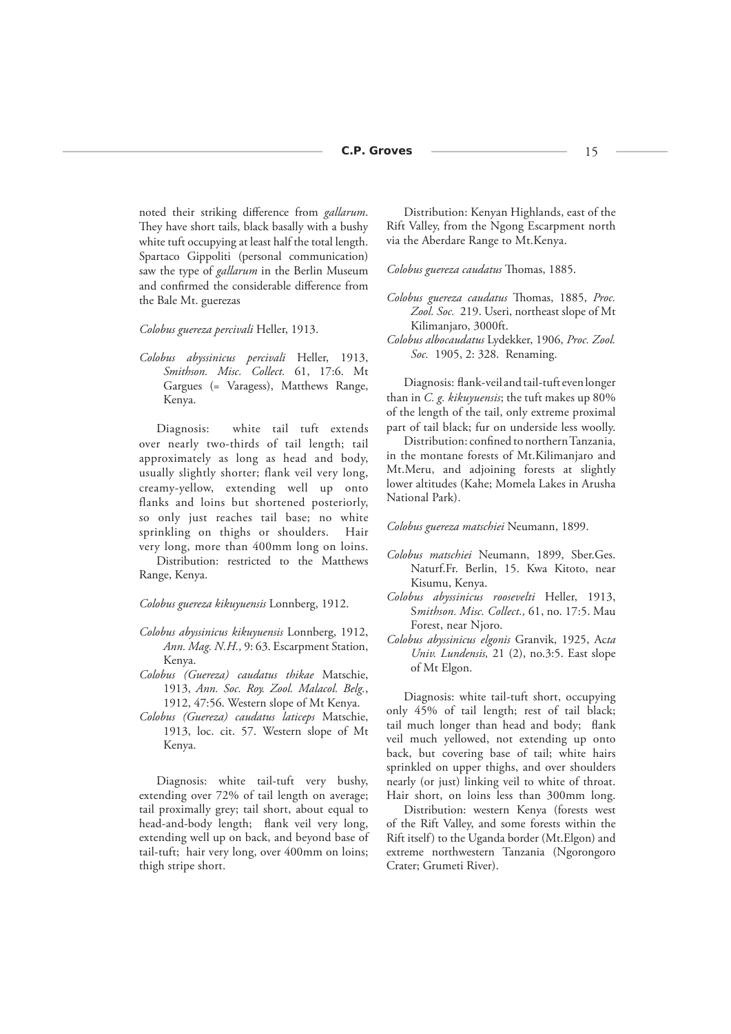noted their striking difference from *gallarum*. They have short tails, black basally with a bushy white tuft occupying at least half the total length. Spartaco Gippoliti (personal communication) saw the type of *gallarum* in the Berlin Museum and confirmed the considerable difference from the Bale Mt. guerezas

*Colobus guereza percivali* Heller, 1913.

*Colobus abyssinicus percivali* Heller, 1913, *Smithson. Misc. Collect.* 61, 17:6. Mt Gargues (= Varagess), Matthews Range, Kenya.

Diagnosis: white tail tuft extends over nearly two-thirds of tail length; tail approximately as long as head and body, usually slightly shorter; flank veil very long, creamy-yellow, extending well up onto flanks and loins but shortened posteriorly, so only just reaches tail base; no white sprinkling on thighs or shoulders. Hair very long, more than 400mm long on loins.

Distribution: restricted to the Matthews Range, Kenya.

*Colobus guereza kikuyuensis* Lonnberg, 1912.

*Colobus abyssinicus kikuyuensis* Lonnberg, 1912, *Ann. Mag. N.H.,* 9: 63. Escarpment Station, Kenya.

*Colobus (Guereza) caudatus thikae* Matschie, 1913, *Ann. Soc. Roy. Zool. Malacol. Belg.*, 1912, 47:56. Western slope of Mt Kenya.

*Colobus (Guereza) caudatus laticeps* Matschie, 1913, loc. cit. 57. Western slope of Mt Kenya.

Diagnosis: white tail-tuft very bushy, extending over 72% of tail length on average; tail proximally grey; tail short, about equal to head-and-body length; flank veil very long, extending well up on back, and beyond base of tail-tuft; hair very long, over 400mm on loins; thigh stripe short.

Distribution: Kenyan Highlands, east of the Rift Valley, from the Ngong Escarpment north via the Aberdare Range to Mt.Kenya.

*Colobus guereza caudatus* Thomas, 1885.

*Colobus guereza caudatus* Thomas, 1885, *Proc. Zool. Soc.* 219. Useri, northeast slope of Mt Kilimanjaro, 3000ft.

*Colobus albocaudatus* Lydekker, 1906, *Proc. Zool. Soc.* 1905, 2: 328. Renaming.

Diagnosis: flank-veil and tail-tuft even longer than in *C. g. kikuyuensis*; the tuft makes up 80% of the length of the tail, only extreme proximal part of tail black; fur on underside less woolly.

Distribution: confined to northern Tanzania, in the montane forests of Mt.Kilimanjaro and Mt.Meru, and adjoining forests at slightly lower altitudes (Kahe; Momela Lakes in Arusha National Park).

*Colobus guereza matschiei* Neumann, 1899.

*Colobus matschiei* Neumann, 1899, Sber.Ges. Naturf.Fr. Berlin, 15. Kwa Kitoto, near Kisumu, Kenya.

*Colobus abyssinicus roosevelti* Heller, 1913, *Smithson. Misc. Collect.,* 61, no. 17:5. Mau Forest, near Njoro.

*Colobus abyssinicus elgonis* Granvik, 1925, *Acta Univ. Lundensis,* 21 (2), no.3:5. East slope of Mt Elgon.

Diagnosis: white tail-tuft short, occupying only 45% of tail length; rest of tail black; tail much longer than head and body; flank veil much yellowed, not extending up onto back, but covering base of tail; white hairs sprinkled on upper thighs, and over shoulders nearly (or just) linking veil to white of throat. Hair short, on loins less than 300mm long.

Distribution: western Kenya (forests west of the Rift Valley, and some forests within the Rift itself) to the Uganda border (Mt.Elgon) and extreme northwestern Tanzania (Ngorongoro Crater; Grumeti River).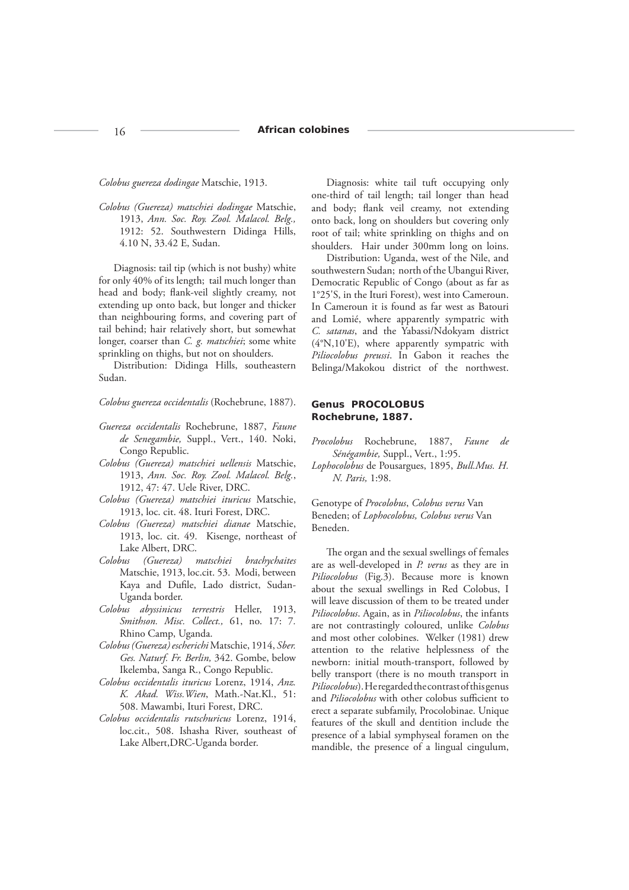*Colobus guereza dodingae* Matschie, 1913.

*Colobus (Guereza) matschiei dodingae* Matschie, 1913, *Ann. Soc. Roy. Zool. Malacol. Belg.,* 1912: 52. Southwestern Didinga Hills, 4.10 N, 33.42 E, Sudan.

Diagnosis: tail tip (which is not bushy) white for only 40% of its length; tail much longer than head and body; flank-veil slightly creamy, not extending up onto back, but longer and thicker than neighbouring forms, and covering part of tail behind; hair relatively short, but somewhat longer, coarser than *C. g. matschiei*; some white sprinkling on thighs, but not on shoulders.

Distribution: Didinga Hills, southeastern Sudan.

*Colobus guereza occidentalis* (Rochebrune, 1887).

*Guereza occidentalis* Rochebrune, 1887, *Faune de Senegambie,* Suppl., Vert., 140. Noki, Congo Republic.

*Colobus (Guereza) matschiei uellensis* Matschie, 1913, *Ann. Soc. Roy. Zool. Malacol. Belg.*, 1912, 47: 47. Uele River, DRC.

*Colobus (Guereza) matschiei ituricus* Matschie, 1913, loc. cit. 48. Ituri Forest, DRC.

*Colobus (Guereza) matschiei dianae* Matschie, 1913, loc. cit. 49. Kisenge, northeast of Lake Albert, DRC.

*Colobus (Guereza) matschiei brachychaites* Matschie, 1913, loc.cit. 53. Modi, between Kaya and Dufile, Lado district, Sudan-Uganda border.

*Colobus abyssinicus terrestris* Heller, 1913, *Smithson. Misc. Collect.,* 61, no. 17: 7. Rhino Camp, Uganda.

*Colobus (Guereza) escherichi* Matschie, 1914, *Sber. Ges. Naturf. Fr. Berlin,* 342. Gombe, below Ikelemba, Sanga R., Congo Republic.

*Colobus occidentalis ituricus* Lorenz, 1914, *Anz. K. Akad. Wiss.Wien*, Math.-Nat.Kl., 51: 508. Mawambi, Ituri Forest, DRC.

*Colobus occidentalis rutschuricus* Lorenz, 1914, loc.cit., 508. Ishasha River, southeast of Lake Albert,DRC-Uganda border.

Diagnosis: white tail tuft occupying only one-third of tail length; tail longer than head and body; flank veil creamy, not extending onto back, long on shoulders but covering only root of tail; white sprinkling on thighs and on shoulders. Hair under 300mm long on loins.

Distribution: Uganda, west of the Nile, and southwestern Sudan; north of the Ubangui River, Democratic Republic of Congo (about as far as 1°25'S, in the Ituri Forest), west into Cameroun. In Cameroun it is found as far west as Batouri and Lomié, where apparently sympatric with *C. satanas*, and the Yabassi/Ndokyam district (4°N,10'E), where apparently sympatric with *Piliocolobus preussi*. In Gabon it reaches the Belinga/Makokou district of the northwest.

## Genus PROCOLOBUS Rochebrune, 1887.

*Procolobus* Rochebrune, 1887, *Faune de Sénégambie,* Suppl., Vert., 1:95.

*Lophocolobus* de Pousargues, 1895, *Bull.Mus. H. N. Paris,* 1:98.

Genotype of *Procolobus*, *Colobus verus* Van Beneden; of *Lophocolobus, Colobus verus* Van Beneden.

The organ and the sexual swellings of females are as well-developed in *P. verus* as they are in *Piliocolobus* (Fig.3). Because more is known about the sexual swellings in Red Colobus, I will leave discussion of them to be treated under *Piliocolobus*. Again, as in *Piliocolobus*, the infants are not contrastingly coloured, unlike *Colobus* and most other colobines. Welker (1981) drew attention to the relative helplessness of the newborn: initial mouth-transport, followed by belly transport (there is no mouth transport in *Piliocolobus*). He regarded the contrast of this genus and *Piliocolobus* with other colobus sufficient to erect a separate subfamily, Procolobinae. Unique features of the skull and dentition include the presence of a labial symphyseal foramen on the mandible, the presence of a lingual cingulum,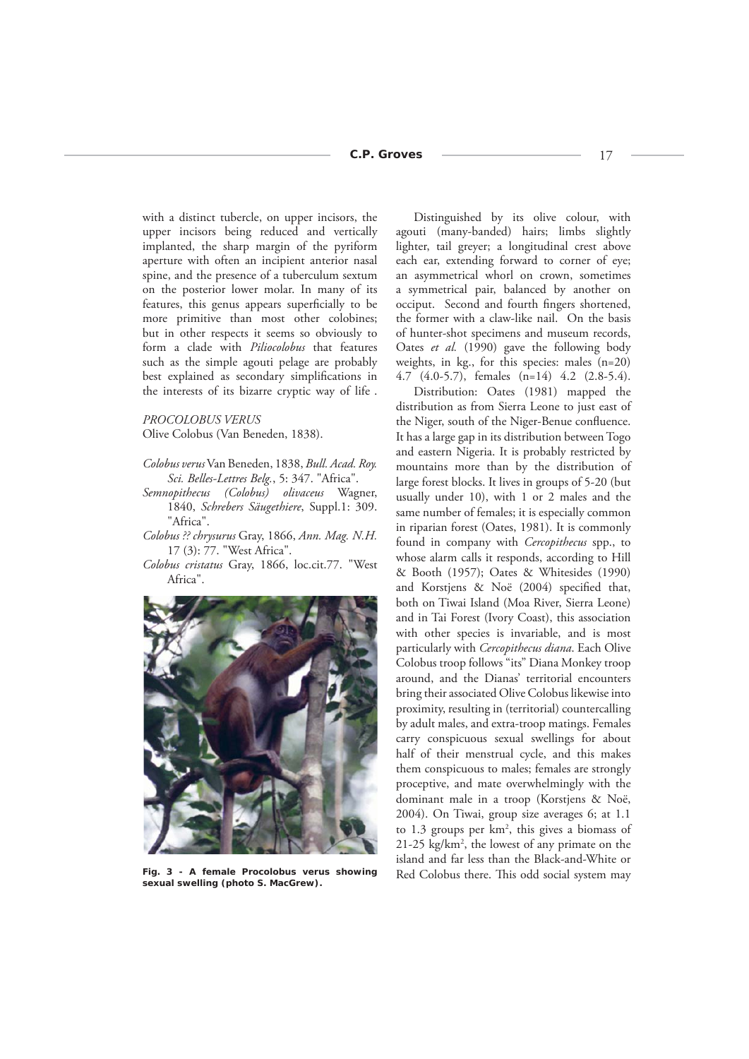with a distinct tubercle, on upper incisors, the upper incisors being reduced and vertically implanted, the sharp margin of the pyriform aperture with often an incipient anterior nasal spine, and the presence of a tuberculum sextum on the posterior lower molar. In many of its features, this genus appears superficially to be more primitive than most other colobines; but in other respects it seems so obviously to form a clade with *Piliocolobus* that features such as the simple agouti pelage are probably best explained as secondary simplifications in the interests of its bizarre cryptic way of life .

*PROCOLOBUS VERUS*
Olive Colobus (Van Beneden, 1838).

*Colobus verus* Van Beneden, 1838, *Bull. Acad. Roy. Sci. Belles-Lettres Belg.*, 5: 347. "Africa".
*Semnopithecus (Colobus) olivaceus* Wagner, 1840, *Schrebers Säugethiere*, Suppl.1: 309. "Africa".
*Colobus ?? chrysurus* Gray, 1866, *Ann. Mag. N.H.* 17 (3): 77. "West Africa".
*Colobus cristatus* Gray, 1866, loc.cit.77. "West Africa".

**Fig. 3 - A female Procolobus verus showing sexual swelling (photo S. MacGrew).**

Distinguished by its olive colour, with agouti (many-banded) hairs; limbs slightly lighter, tail greyer; a longitudinal crest above each ear, extending forward to corner of eye; an asymmetrical whorl on crown, sometimes a symmetrical pair, balanced by another on occiput. Second and fourth fingers shortened, the former with a claw-like nail. On the basis of hunter-shot specimens and museum records, Oates *et al.* (1990) gave the following body weights, in kg., for this species: males (n=20) 4.7 (4.0-5.7), females (n=14) 4.2 (2.8-5.4).

Distribution: Oates (1981) mapped the distribution as from Sierra Leone to just east of the Niger, south of the Niger-Benue confluence. It has a large gap in its distribution between Togo and eastern Nigeria. It is probably restricted by mountains more than by the distribution of large forest blocks. It lives in groups of 5-20 (but usually under 10), with 1 or 2 males and the same number of females; it is especially common in riparian forest (Oates, 1981). It is commonly found in company with *Cercopithecus* spp., to whose alarm calls it responds, according to Hill & Booth (1957); Oates & Whitesides (1990) and Korstjens & Noë (2004) specified that, both on Tiwai Island (Moa River, Sierra Leone) and in Tai Forest (Ivory Coast), this association with other species is invariable, and is most particularly with *Cercopithecus diana*. Each Olive Colobus troop follows "its" Diana Monkey troop around, and the Dianas' territorial encounters bring their associated Olive Colobus likewise into proximity, resulting in (territorial) countercalling by adult males, and extra-troop matings. Females carry conspicuous sexual swellings for about half of their menstrual cycle, and this makes them conspicuous to males; females are strongly proceptive, and mate overwhelmingly with the dominant male in a troop (Korstjens & Noë, 2004). On Tiwai, group size averages 6; at 1.1 to 1.3 groups per km$^2$, this gives a biomass of 21-25 kg/km$^2$, the lowest of any primate on the island and far less than the Black-and-White or Red Colobus there. This odd social system may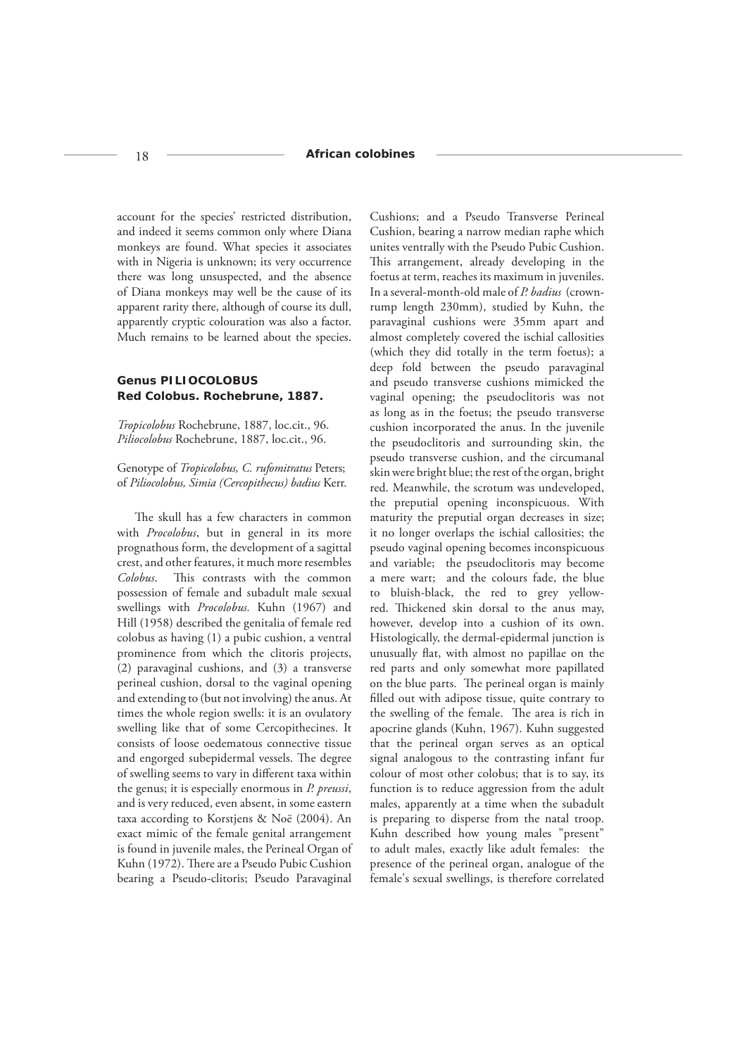account for the species' restricted distribution, and indeed it seems common only where Diana monkeys are found. What species it associates with in Nigeria is unknown; its very occurrence there was long unsuspected, and the absence of Diana monkeys may well be the cause of its apparent rarity there, although of course its dull, apparently cryptic colouration was also a factor. Much remains to be learned about the species.

## Genus PILIOCOLOBUS
## Red Colobus. Rochebrune, 1887.

*Tropicolobus* Rochebrune, 1887, loc.cit., 96.
*Piliocolobus* Rochebrune, 1887, loc.cit., 96.

Genotype of *Tropicolobus, C. rufomitratus* Peters; of *Piliocolobus, Simia (Cercopithecus) badius* Kerr.

The skull has a few characters in common with *Procolobus*, but in general in its more prognathous form, the development of a sagittal crest, and other features, it much more resembles *Colobus*. This contrasts with the common possession of female and subadult male sexual swellings with *Procolobus.* Kuhn (1967) and Hill (1958) described the genitalia of female red colobus as having (1) a pubic cushion, a ventral prominence from which the clitoris projects, (2) paravaginal cushions, and (3) a transverse perineal cushion, dorsal to the vaginal opening and extending to (but not involving) the anus. At times the whole region swells: it is an ovulatory swelling like that of some Cercopithecines. It consists of loose oedematous connective tissue and engorged subepidermal vessels. The degree of swelling seems to vary in different taxa within the genus; it is especially enormous in *P. preussi*, and is very reduced, even absent, in some eastern taxa according to Korstjens & Noë (2004). An exact mimic of the female genital arrangement is found in juvenile males, the Perineal Organ of Kuhn (1972). There are a Pseudo Pubic Cushion bearing a Pseudo-clitoris; Pseudo Paravaginal Cushions; and a Pseudo Transverse Perineal Cushion, bearing a narrow median raphe which unites ventrally with the Pseudo Pubic Cushion. This arrangement, already developing in the foetus at term, reaches its maximum in juveniles. In a several-month-old male of *P. badius* (crown-rump length 230mm), studied by Kuhn, the paravaginal cushions were 35mm apart and almost completely covered the ischial callosities (which they did totally in the term foetus); a deep fold between the pseudo paravaginal and pseudo transverse cushions mimicked the vaginal opening; the pseudoclitoris was not as long as in the foetus; the pseudo transverse cushion incorporated the anus. In the juvenile the pseudoclitoris and surrounding skin, the pseudo transverse cushion, and the circumanal skin were bright blue; the rest of the organ, bright red. Meanwhile, the scrotum was undeveloped, the preputial opening inconspicuous. With maturity the preputial organ decreases in size; it no longer overlaps the ischial callosities; the pseudo vaginal opening becomes inconspicuous and variable; the pseudoclitoris may become a mere wart; and the colours fade, the blue to bluish-black, the red to grey yellow-red. Thickened skin dorsal to the anus may, however, develop into a cushion of its own. Histologically, the dermal-epidermal junction is unusually flat, with almost no papillae on the red parts and only somewhat more papillated on the blue parts. The perineal organ is mainly filled out with adipose tissue, quite contrary to the swelling of the female. The area is rich in apocrine glands (Kuhn, 1967). Kuhn suggested that the perineal organ serves as an optical signal analogous to the contrasting infant fur colour of most other colobus; that is to say, its function is to reduce aggression from the adult males, apparently at a time when the subadult is preparing to disperse from the natal troop. Kuhn described how young males "present" to adult males, exactly like adult females: the presence of the perineal organ, analogue of the female's sexual swellings, is therefore correlated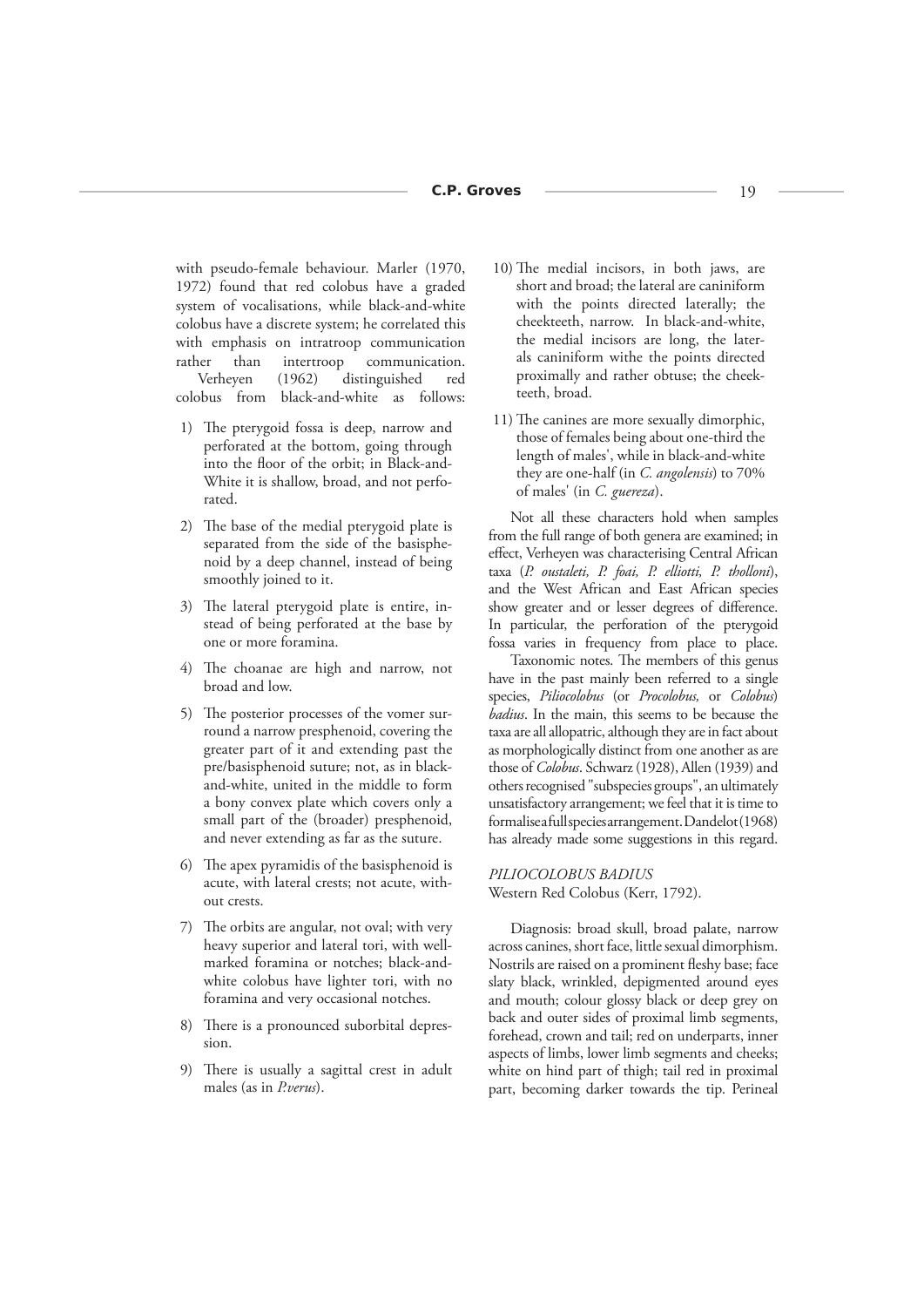with pseudo-female behaviour. Marler (1970, 1972) found that red colobus have a graded system of vocalisations, while black-and-white colobus have a discrete system; he correlated this with emphasis on intratroop communication rather than intertroop communication. Verheyen (1962) distinguished red colobus from black-and-white as follows:

1) The pterygoid fossa is deep, narrow and perforated at the bottom, going through into the floor of the orbit; in Black-and-White it is shallow, broad, and not perforated.
2) The base of the medial pterygoid plate is separated from the side of the basisphenoid by a deep channel, instead of being smoothly joined to it.
3) The lateral pterygoid plate is entire, instead of being perforated at the base by one or more foramina.
4) The choanae are high and narrow, not broad and low.
5) The posterior processes of the vomer surround a narrow presphenoid, covering the greater part of it and extending past the pre/basisphenoid suture; not, as in black-and-white, united in the middle to form a bony convex plate which covers only a small part of the (broader) presphenoid, and never extending as far as the suture.
6) The apex pyramidis of the basisphenoid is acute, with lateral crests; not acute, without crests.
7) The orbits are angular, not oval; with very heavy superior and lateral tori, with well-marked foramina or notches; black-and-white colobus have lighter tori, with no foramina and very occasional notches.
8) There is a pronounced suborbital depression.
9) There is usually a sagittal crest in adult males (as in *P.verus*).
10) The medial incisors, in both jaws, are short and broad; the lateral are caniniform with the points directed laterally; the cheekteeth, narrow. In black-and-white, the medial incisors are long, the laterals caniniform withe the points directed proximally and rather obtuse; the cheekteeth, broad.
11) The canines are more sexually dimorphic, those of females being about one-third the length of males', while in black-and-white they are one-half (in *C. angolensis*) to 70% of males' (in *C. guereza*).

Not all these characters hold when samples from the full range of both genera are examined; in effect, Verheyen was characterising Central African taxa (*P. oustaleti, P. foai, P. elliotti, P. tholloni*), and the West African and East African species show greater and or lesser degrees of difference. In particular, the perforation of the pterygoid fossa varies in frequency from place to place.

Taxonomic notes. The members of this genus have in the past mainly been referred to a single species, *Piliocolobus* (or *Procolobus,* or *Colobus*) *badius*. In the main, this seems to be because the taxa are all allopatric, although they are in fact about as morphologically distinct from one another as are those of *Colobus*. Schwarz (1928), Allen (1939) and others recognised "subspecies groups", an ultimately unsatisfactory arrangement; we feel that it is time to formalise a full species arrangement. Dandelot (1968) has already made some suggestions in this regard.

*PILIOCOLOBUS BADIUS*
Western Red Colobus (Kerr, 1792).

Diagnosis: broad skull, broad palate, narrow across canines, short face, little sexual dimorphism. Nostrils are raised on a prominent fleshy base; face slaty black, wrinkled, depigmented around eyes and mouth; colour glossy black or deep grey on back and outer sides of proximal limb segments, forehead, crown and tail; red on underparts, inner aspects of limbs, lower limb segments and cheeks; white on hind part of thigh; tail red in proximal part, becoming darker towards the tip. Perineal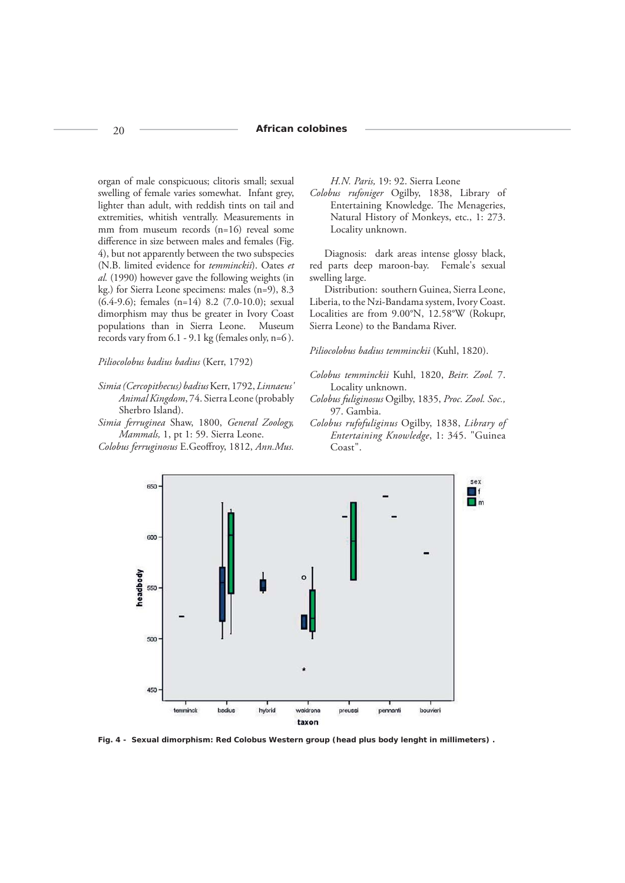organ of male conspicuous; clitoris small; sexual swelling of female varies somewhat. Infant grey, lighter than adult, with reddish tints on tail and extremities, whitish ventrally. Measurements in mm from museum records (n=16) reveal some difference in size between males and females (Fig. 4), but not apparently between the two subspecies (N.B. limited evidence for *temminckii*). Oates *et al.* (1990) however gave the following weights (in kg.) for Sierra Leone specimens: males (n=9), 8.3 (6.4-9.6); females (n=14) 8.2 (7.0-10.0); sexual dimorphism may thus be greater in Ivory Coast populations than in Sierra Leone. Museum records vary from 6.1 - 9.1 kg (females only, n=6 ).

*Piliocolobus badius badius* (Kerr, 1792)

*Simia (Cercopithecus) badius* Kerr, 1792, *Linnaeus' Animal Kingdom*, 74. Sierra Leone (probably Sherbro Island).

*Simia ferruginea* Shaw, 1800, *General Zoology, Mammals,* 1, pt 1: 59. Sierra Leone.

*Colobus ferruginosus* E.Geoffroy, 1812, *Ann.Mus. H.N. Paris,* 19: 92. Sierra Leone

*Colobus rufoniger* Ogilby, 1838, Library of Entertaining Knowledge. The Menageries, Natural History of Monkeys, etc., 1: 273. Locality unknown.

Diagnosis: dark areas intense glossy black, red parts deep maroon-bay. Female's sexual swelling large.

Distribution: southern Guinea, Sierra Leone, Liberia, to the Nzi-Bandama system, Ivory Coast. Localities are from 9.00°N, 12.58°W (Rokupr, Sierra Leone) to the Bandama River.

*Piliocolobus badius temminckii* (Kuhl, 1820).

*Colobus temminckii* Kuhl, 1820, *Beitr. Zool.* 7. Locality unknown.

*Colobus fuliginosus* Ogilby, 1835, *Proc. Zool. Soc.,* 97. Gambia.

*Colobus rufofuliginus* Ogilby, 1838, *Library of Entertaining Knowledge*, 1: 345. "Guinea Coast".

**Fig. 4 - Sexual dimorphism: Red Colobus Western group (head plus body lenght in millimeters) .**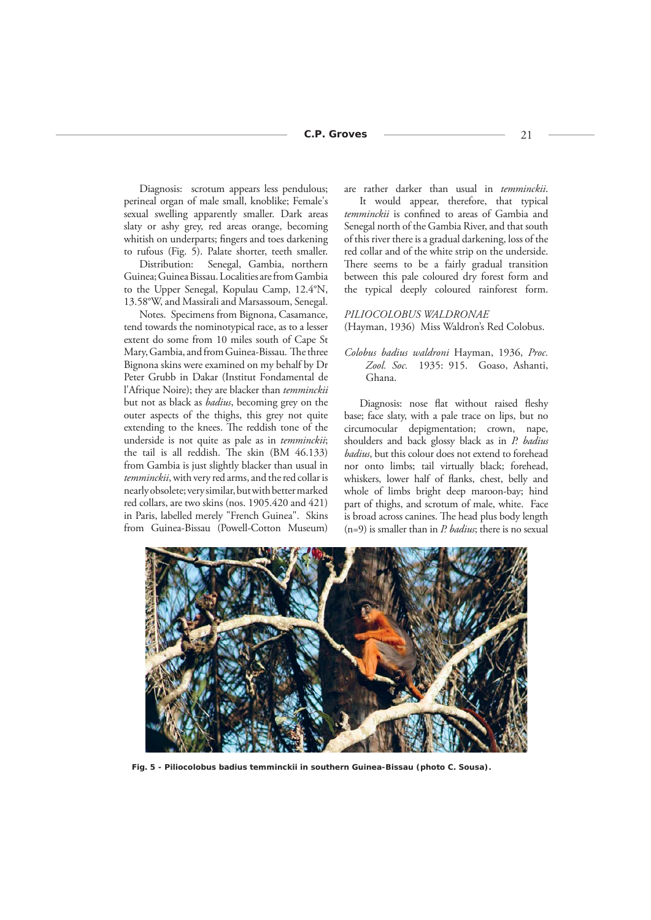Diagnosis: scrotum appears less pendulous; perineal organ of male small, knoblike; Female's sexual swelling apparently smaller. Dark areas slaty or ashy grey, red areas orange, becoming whitish on underparts; fingers and toes darkening to rufous (Fig. 5). Palate shorter, teeth smaller.

Distribution: Senegal, Gambia, northern Guinea; Guinea Bissau. Localities are from Gambia to the Upper Senegal, Kopulau Camp, 12.4°N, 13.58°W, and Massirali and Marsassoum, Senegal.

Notes. Specimens from Bignona, Casamance, tend towards the nominotypical race, as to a lesser extent do some from 10 miles south of Cape St Mary, Gambia, and from Guinea-Bissau. The three Bignona skins were examined on my behalf by Dr Peter Grubb in Dakar (Institut Fondamental de l'Afrique Noire); they are blacker than *temminckii* but not as black as *badius*, becoming grey on the outer aspects of the thighs, this grey not quite extending to the knees. The reddish tone of the underside is not quite as pale as in *temminckii*; the tail is all reddish. The skin (BM 46.133) from Gambia is just slightly blacker than usual in *temminckii*, with very red arms, and the red collar is nearly obsolete; very similar, but with better marked red collars, are two skins (nos. 1905.420 and 421) in Paris, labelled merely "French Guinea". Skins from Guinea-Bissau (Powell-Cotton Museum) are rather darker than usual in *temminckii*.

It would appear, therefore, that typical *temminckii* is confined to areas of Gambia and Senegal north of the Gambia River, and that south of this river there is a gradual darkening, loss of the red collar and of the white strip on the underside. There seems to be a fairly gradual transition between this pale coloured dry forest form and the typical deeply coloured rainforest form.

*PILIOCOLOBUS WALDRONAE*
(Hayman, 1936) Miss Waldron's Red Colobus.

*Colobus badius waldroni* Hayman, 1936, *Proc. Zool. Soc.* 1935: 915. Goaso, Ashanti, Ghana.

Diagnosis: nose flat without raised fleshy base; face slaty, with a pale trace on lips, but no circumocular depigmentation; crown, nape, shoulders and back glossy black as in *P. badius badius*, but this colour does not extend to forehead nor onto limbs; tail virtually black; forehead, whiskers, lower half of flanks, chest, belly and whole of limbs bright deep maroon-bay; hind part of thighs, and scrotum of male, white. Face is broad across canines. The head plus body length (n=9) is smaller than in *P. badius*; there is no sexual

**Fig. 5 - Piliocolobus badius temminckii in southern Guinea-Bissau (photo C. Sousa).**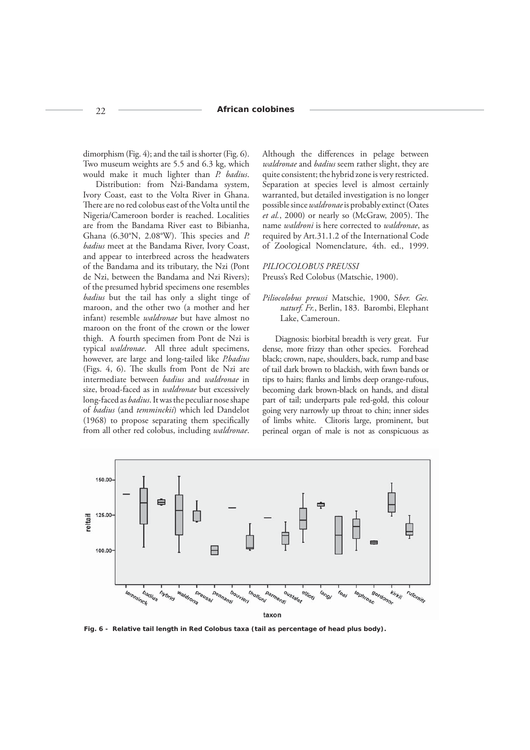dimorphism (Fig. 4); and the tail is shorter (Fig. 6). Two museum weights are 5.5 and 6.3 kg, which would make it much lighter than *P. badius*.

Distribution: from Nzi-Bandama system, Ivory Coast, east to the Volta River in Ghana. There are no red colobus east of the Volta until the Nigeria/Cameroon border is reached. Localities are from the Bandama River east to Bibianha, Ghana (6.30°N, 2.08°W). This species and *P. badius* meet at the Bandama River, Ivory Coast, and appear to interbreed across the headwaters of the Bandama and its tributary, the Nzi (Pont de Nzi, between the Bandama and Nzi Rivers); of the presumed hybrid specimens one resembles *badius* but the tail has only a slight tinge of maroon, and the other two (a mother and her infant) resemble *waldronae* but have almost no maroon on the front of the crown or the lower thigh. A fourth specimen from Pont de Nzi is typical *waldronae*. All three adult specimens, however, are large and long-tailed like *P.badius* (Figs. 4, 6). The skulls from Pont de Nzi are intermediate between *badius* and *waldronae* in size, broad-faced as in *waldronae* but excessively long-faced as *badius*. It was the peculiar nose shape of *badius* (and *temminckii*) which led Dandelot (1968) to propose separating them specifically from all other red colobus, including *waldronae*. Although the differences in pelage between *waldronae* and *badius* seem rather slight, they are quite consistent; the hybrid zone is very restricted. Separation at species level is almost certainly warranted, but detailed investigation is no longer possible since *waldronae* is probably extinct (Oates *et al.*, 2000) or nearly so (McGraw, 2005). The name *waldroni* is here corrected to *waldronae*, as required by Art.31.1.2 of the International Code of Zoological Nomenclature, 4th. ed., 1999.

### *PILIOCOLOBUS PREUSSI*

Preuss's Red Colobus (Matschie, 1900).

*Piliocolobus preussi* Matschie, 1900, S*ber. Ges. naturf. Fr.*, Berlin, 183. Barombi, Elephant Lake, Cameroun.

Diagnosis: biorbital breadth is very great. Fur dense, more frizzy than other species. Forehead black; crown, nape, shoulders, back, rump and base of tail dark brown to blackish, with fawn bands or tips to hairs; flanks and limbs deep orange-rufous, becoming dark brown-black on hands, and distal part of tail; underparts pale red-gold, this colour going very narrowly up throat to chin; inner sides of limbs white. Clitoris large, prominent, but perineal organ of male is not as conspicuous as

**Fig. 6 - Relative tail length in Red Colobus taxa (tail as percentage of head plus body).**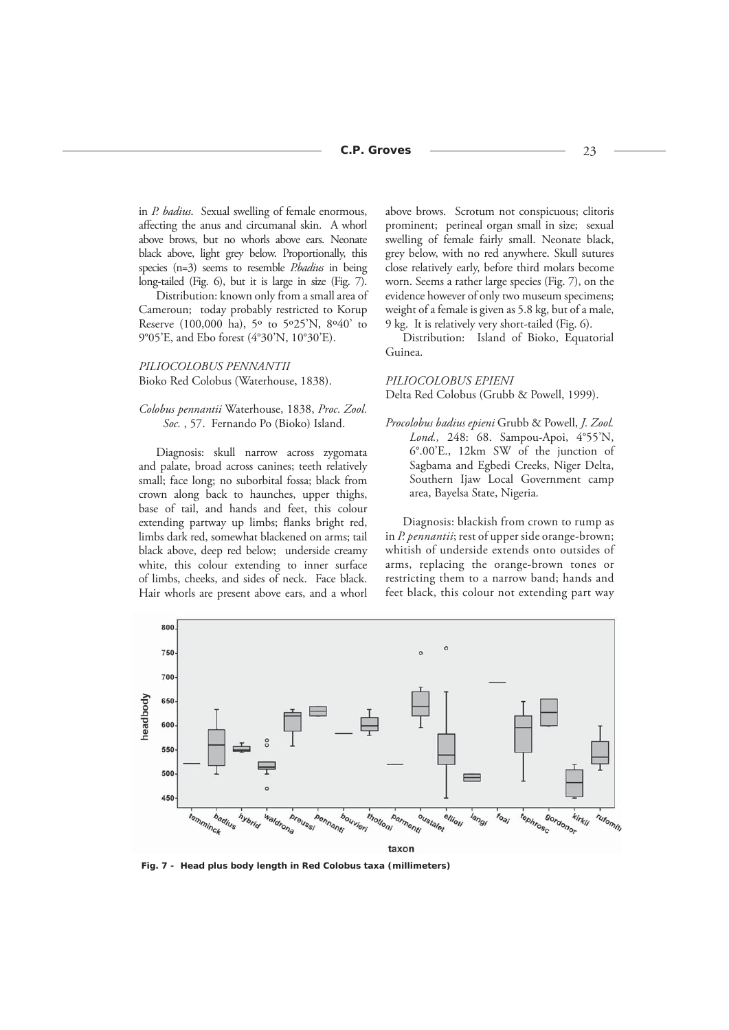in *P. badius*. Sexual swelling of female enormous, affecting the anus and circumanal skin. A whorl above brows, but no whorls above ears. Neonate black above, light grey below. Proportionally, this species (n=3) seems to resemble *P.badius* in being long-tailed (Fig. 6), but it is large in size (Fig. 7).

Distribution: known only from a small area of Cameroun; today probably restricted to Korup Reserve (100,000 ha), 5º to 5º25'N, 8º40' to 9º05'E, and Ebo forest (4º30'N, 10º30'E).

### *PILIOCOLOBUS PENNANTII*

Bioko Red Colobus (Waterhouse, 1838).

*Colobus pennantii* Waterhouse, 1838, *Proc. Zool. Soc.* , 57. Fernando Po (Bioko) Island.

Diagnosis: skull narrow across zygomata and palate, broad across canines; teeth relatively small; face long; no suborbital fossa; black from crown along back to haunches, upper thighs, base of tail, and hands and feet, this colour extending partway up limbs; flanks bright red, limbs dark red, somewhat blackened on arms; tail black above, deep red below; underside creamy white, this colour extending to inner surface of limbs, cheeks, and sides of neck. Face black. Hair whorls are present above ears, and a whorl above brows. Scrotum not conspicuous; clitoris prominent; perineal organ small in size; sexual swelling of female fairly small. Neonate black, grey below, with no red anywhere. Skull sutures close relatively early, before third molars become worn. Seems a rather large species (Fig. 7), on the evidence however of only two museum specimens; weight of a female is given as 5.8 kg, but of a male, 9 kg. It is relatively very short-tailed (Fig. 6).

Distribution: Island of Bioko, Equatorial Guinea.

### *PILIOCOLOBUS EPIENI*

Delta Red Colobus (Grubb & Powell, 1999).

*Procolobus badius epieni* Grubb & Powell, *J. Zool. Lond.,* 248: 68. Sampou-Apoi, 4º55'N, 6º.00'E., 12km SW of the junction of Sagbama and Egbedi Creeks, Niger Delta, Southern Ijaw Local Government camp area, Bayelsa State, Nigeria.

Diagnosis: blackish from crown to rump as in *P. pennantii*; rest of upper side orange-brown; whitish of underside extends onto outsides of arms, replacing the orange-brown tones or restricting them to a narrow band; hands and feet black, this colour not extending part way

**Fig. 7 - Head plus body length in Red Colobus taxa (millimeters)**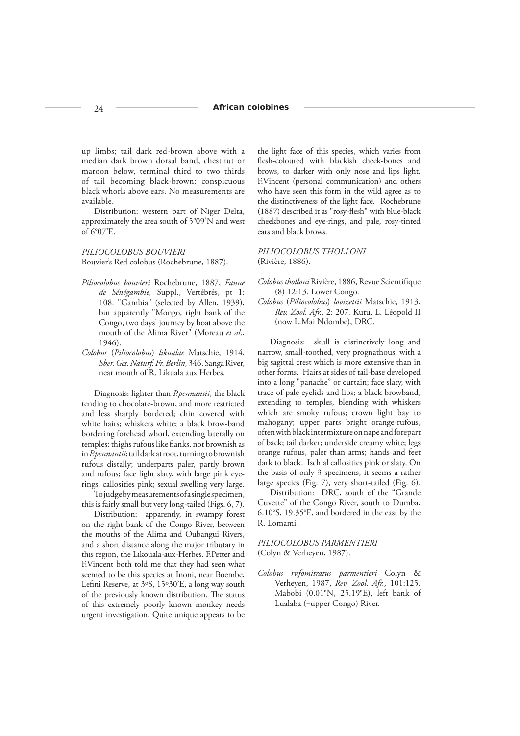up limbs; tail dark red-brown above with a median dark brown dorsal band, chestnut or maroon below, terminal third to two thirds of tail becoming black-brown; conspicuous black whorls above ears. No measurements are available.

Distribution: western part of Niger Delta, approximately the area south of 5°09'N and west of 6°07'E.

*PILIOCOLOBUS BOUVIERI*
Bouvier's Red colobus (Rochebrune, 1887).

*Piliocolobus bouvieri* Rochebrune, 1887, *Faune de Sénégambie,* Suppl., Vertébrés, pt 1: 108. "Gambia" (selected by Allen, 1939), but apparently "Mongo, right bank of the Congo, two days' journey by boat above the mouth of the Alima River" (Moreau *et al*., 1946).

*Colobus* (*Piliocolobus*) *likualae* Matschie, 1914, *Sber. Ges. Naturf. Fr. Berlin,* 346. Sanga River, near mouth of R. Likuala aux Herbes.

Diagnosis: lighter than *P.pennantii*, the black tending to chocolate-brown, and more restricted and less sharply bordered; chin covered with white hairs; whiskers white; a black brow-band bordering forehead whorl, extending laterally on temples; thighs rufous like flanks, not brownish as in *P.pennantii*; tail dark at root, turning to brownish rufous distally; underparts paler, partly brown and rufous; face light slaty, with large pink eye-rings; callosities pink; sexual swelling very large.

To judge by measurements of a single specimen, this is fairly small but very long-tailed (Figs. 6, 7).

Distribution: apparently, in swampy forest on the right bank of the Congo River, between the mouths of the Alima and Oubangui Rivers, and a short distance along the major tributary in this region, the Likouala-aux-Herbes. F.Petter and F.Vincent both told me that they had seen what seemed to be this species at Inoni, near Boembe, Lefini Reserve, at 3ºS, 15º30'E, a long way south of the previously known distribution. The status of this extremely poorly known monkey needs urgent investigation. Quite unique appears to be the light face of this species, which varies from flesh-coloured with blackish cheek-bones and brows, to darker with only nose and lips light. F.Vincent (personal communication) and others who have seen this form in the wild agree as to the distinctiveness of the light face. Rochebrune (1887) described it as "rosy-flesh" with blue-black cheekbones and eye-rings, and pale, rosy-tinted ears and black brows.

*PILIOCOLOBUS THOLLONI*
(Rivière, 1886).

*Colobus thollonii* Rivière, 1886, Revue Scientifique (8) 12:13. Lower Congo.

*Colobus* (*Piliocolobus*) *lovizettii* Matschie, 1913, *Rev. Zool. Afr.,* 2: 207. Kutu, L. Léopold II (now L.Mai Ndombe), DRC.

Diagnosis: skull is distinctively long and narrow, small-toothed, very prognathous, with a big sagittal crest which is more extensive than in other forms. Hairs at sides of tail-base developed into a long "panache" or curtain; face slaty, with trace of pale eyelids and lips; a black browband, extending to temples, blending with whiskers which are smoky rufous; crown light bay to mahogany; upper parts bright orange-rufous, often with black intermixture on nape and forepart of back; tail darker; underside creamy white; legs orange rufous, paler than arms; hands and feet dark to black. Ischial callosities pink or slaty. On the basis of only 3 specimens, it seems a rather large species (Fig. 7), very short-tailed (Fig. 6).

Distribution: DRC, south of the "Grande Cuvette" of the Congo River, south to Dumba, 6.10°S, 19.35°E, and bordered in the east by the R. Lomami.

*PILIOCOLOBUS PARMENTIERI*
(Colyn & Verheyen, 1987).

*Colobus rufomitratus parmentieri* Colyn & Verheyen, 1987, *Rev. Zool. Afr.,* 101:125. Mabobi (0.01°N, 25.19°E), left bank of Lualaba (=upper Congo) River.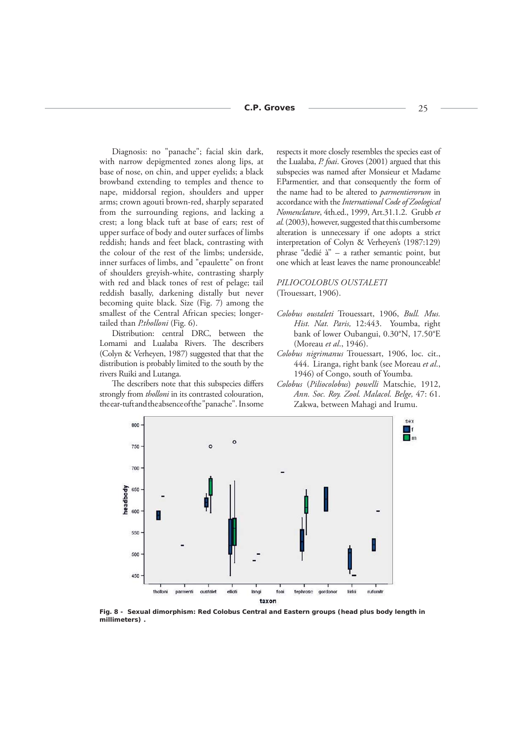Diagnosis: no "panache"; facial skin dark, with narrow depigmented zones along lips, at base of nose, on chin, and upper eyelids; a black browband extending to temples and thence to nape, middorsal region, shoulders and upper arms; crown agouti brown-red, sharply separated from the surrounding regions, and lacking a crest; a long black tuft at base of ears; rest of upper surface of body and outer surfaces of limbs reddish; hands and feet black, contrasting with the colour of the rest of the limbs; underside, inner surfaces of limbs, and "epaulette" on front of shoulders greyish-white, contrasting sharply with red and black tones of rest of pelage; tail reddish basally, darkening distally but never becoming quite black. Size (Fig. 7) among the smallest of the Central African species; longer-tailed than *P.tholloni* (Fig. 6).

Distribution: central DRC, between the Lomami and Lualaba Rivers. The describers (Colyn & Verheyen, 1987) suggested that that the distribution is probably limited to the south by the rivers Ruiki and Lutanga.

The describers note that this subspecies differs strongly from *tholloni* in its contrasted colouration, the ear-tuft and the absence of the "panache". In some respects it more closely resembles the species east of the Lualaba, *P. foai*. Groves (2001) argued that this subspecies was named after Monsieur et Madame F.Parmentier, and that consequently the form of the name had to be altered to *parmentierorum* in accordance with the *International Code of Zoological Nomenclature*, 4th.ed., 1999, Art.31.1.2. Grubb *et al.* (2003), however, suggested that this cumbersome alteration is unnecessary if one adopts a strict interpretation of Colyn & Verheyen's (1987:129) phrase "dedié à" – a rather semantic point, but one which at least leaves the name pronounceable!

*PILIOCOLOBUS OUSTALETI* (Trouessart, 1906).

- *Colobus oustaleti* Trouessart, 1906, *Bull. Mus. Hist. Nat. Paris,* 12:443. Youmba, right bank of lower Oubangui, 0.30°N, 17.50°E (Moreau *et al*., 1946).
- *Colobus nigrimanus* Trouessart, 1906, loc. cit., 444. Liranga, right bank (see Moreau *et al*., 1946) of Congo, south of Youmba.
- *Colobus* (*Piliocolobus*) *powelli* Matschie, 1912, *Ann. Soc. Roy. Zool. Malacol. Belge,* 47: 61. Zakwa, between Mahagi and Irumu.

**Fig. 8 - Sexual dimorphism: Red Colobus Central and Eastern groups (head plus body length in millimeters) .**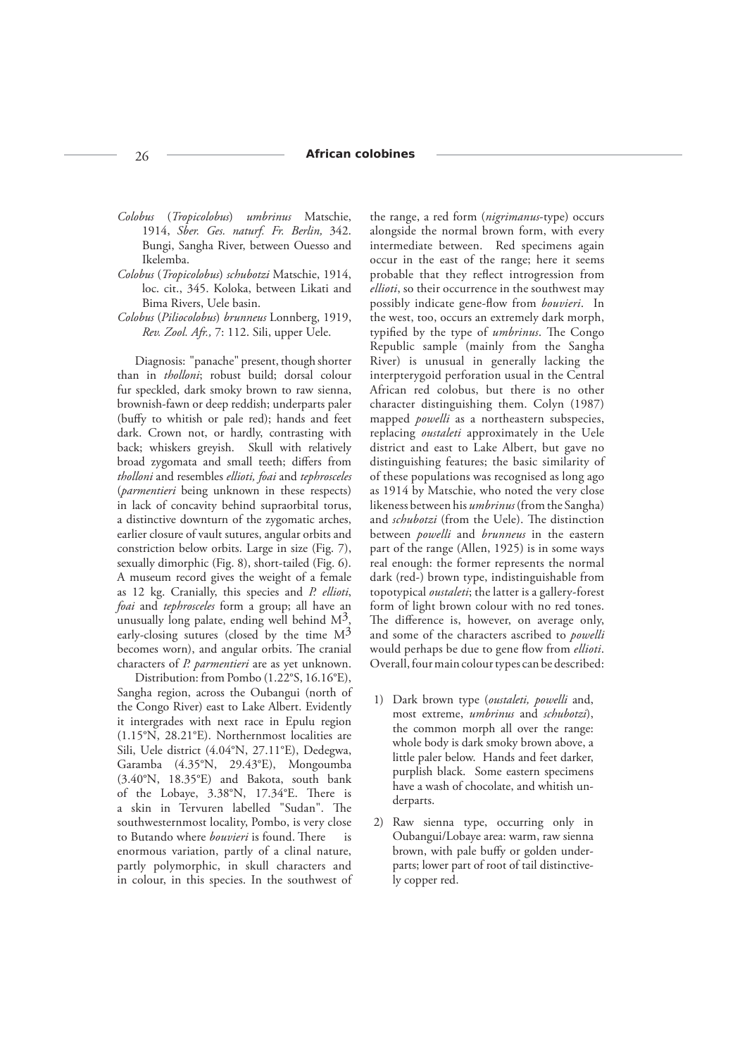*Colobus* (*Tropicolobus*) *umbrinus* Matschie, 1914, *Sber. Ges. naturf. Fr. Berlin,* 342. Bungi, Sangha River, between Ouesso and Ikelemba.

*Colobus* (*Tropicolobus*) *schubotzi* Matschie, 1914, loc. cit., 345. Koloka, between Likati and Bima Rivers, Uele basin.

*Colobus* (*Piliocolobus*) *brunneus* Lonnberg, 1919, *Rev. Zool. Afr.,* 7: 112. Sili, upper Uele.

Diagnosis: "panache" present, though shorter than in *tholloni*; robust build; dorsal colour fur speckled, dark smoky brown to raw sienna, brownish-fawn or deep reddish; underparts paler (buffy to whitish or pale red); hands and feet dark. Crown not, or hardly, contrasting with back; whiskers greyish. Skull with relatively broad zygomata and small teeth; differs from *tholloni* and resembles *ellioti, foai* and *tephrosceles* (*parmentieri* being unknown in these respects) in lack of concavity behind supraorbital torus, a distinctive downturn of the zygomatic arches, earlier closure of vault sutures, angular orbits and constriction below orbits. Large in size (Fig. 7), sexually dimorphic (Fig. 8), short-tailed (Fig. 6). A museum record gives the weight of a female as 12 kg. Cranially, this species and *P. ellioti*, *foai* and *tephrosceles* form a group; all have an unusually long palate, ending well behind $M^3$, early-closing sutures (closed by the time $M^3$ becomes worn), and angular orbits. The cranial characters of *P. parmentieri* are as yet unknown.

Distribution: from Pombo (1.22°S, 16.16°E), Sangha region, across the Oubangui (north of the Congo River) east to Lake Albert. Evidently it intergrades with next race in Epulu region (1.15°N, 28.21°E). Northernmost localities are Sili, Uele district (4.04°N, 27.11°E), Dedegwa, Garamba (4.35°N, 29.43°E), Mongoumba (3.40°N, 18.35°E) and Bakota, south bank of the Lobaye, 3.38°N, 17.34°E. There is a skin in Tervuren labelled "Sudan". The southwesternmost locality, Pombo, is very close to Butando where *bouvieri* is found. There is enormous variation, partly of a clinal nature, partly polymorphic, in skull characters and in colour, in this species. In the southwest of the range, a red form (*nigrimanus*-type) occurs alongside the normal brown form, with every intermediate between. Red specimens again occur in the east of the range; here it seems probable that they reflect introgression from *ellioti*, so their occurrence in the southwest may possibly indicate gene-flow from *bouvieri*. In the west, too, occurs an extremely dark morph, typified by the type of *umbrinus*. The Congo Republic sample (mainly from the Sangha River) is unusual in generally lacking the interpterygoid perforation usual in the Central African red colobus, but there is no other character distinguishing them. Colyn (1987) mapped *powelli* as a northeastern subspecies, replacing *oustaleti* approximately in the Uele district and east to Lake Albert, but gave no distinguishing features; the basic similarity of of these populations was recognised as long ago as 1914 by Matschie, who noted the very close likeness between his *umbrinus* (from the Sangha) and *schubotzi* (from the Uele). The distinction between *powelli* and *brunneus* in the eastern part of the range (Allen, 1925) is in some ways real enough: the former represents the normal dark (red-) brown type, indistinguishable from topotypical *oustaleti*; the latter is a gallery-forest form of light brown colour with no red tones. The difference is, however, on average only, and some of the characters ascribed to *powelli* would perhaps be due to gene flow from *ellioti*. Overall, four main colour types can be described:

1) Dark brown type (*oustaleti, powelli* and, most extreme, *umbrinus* and *schubotzi*), the common morph all over the range: whole body is dark smoky brown above, a little paler below. Hands and feet darker, purplish black. Some eastern specimens have a wash of chocolate, and whitish underparts.

2) Raw sienna type, occurring only in Oubangui/Lobaye area: warm, raw sienna brown, with pale buffy or golden underparts; lower part of root of tail distinctively copper red.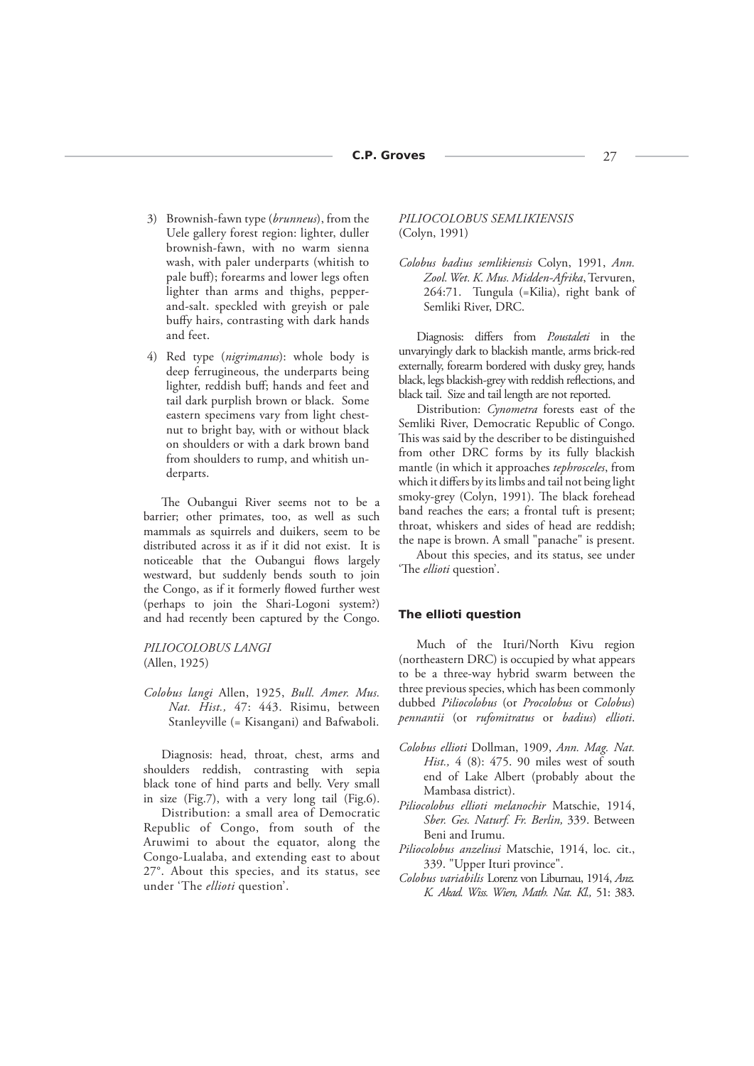3) Brownish-fawn type (*brunneus*), from the Uele gallery forest region: lighter, duller brownish-fawn, with no warm sienna wash, with paler underparts (whitish to pale buff); forearms and lower legs often lighter than arms and thighs, pepper-and-salt. speckled with greyish or pale buffy hairs, contrasting with dark hands and feet.

4) Red type (*nigrimanus*): whole body is deep ferrugineous, the underparts being lighter, reddish buff; hands and feet and tail dark purplish brown or black. Some eastern specimens vary from light chestnut to bright bay, with or without black on shoulders or with a dark brown band from shoulders to rump, and whitish underparts.

The Oubangui River seems not to be a barrier; other primates, too, as well as such mammals as squirrels and duikers, seem to be distributed across it as if it did not exist. It is noticeable that the Oubangui flows largely westward, but suddenly bends south to join the Congo, as if it formerly flowed further west (perhaps to join the Shari-Logoni system?) and had recently been captured by the Congo.

*PILIOCOLOBUS LANGI*
(Allen, 1925)

*Colobus langi* Allen, 1925, *Bull. Amer. Mus. Nat. Hist.,* 47: 443. Risimu, between Stanleyville (= Kisangani) and Bafwaboli.

Diagnosis: head, throat, chest, arms and shoulders reddish, contrasting with sepia black tone of hind parts and belly. Very small in size (Fig.7), with a very long tail (Fig.6).

Distribution: a small area of Democratic Republic of Congo, from south of the Aruwimi to about the equator, along the Congo-Lualaba, and extending east to about 27°. About this species, and its status, see under 'The *ellioti* question'.

*PILIOCOLOBUS SEMLIKIENSIS*
(Colyn, 1991)

*Colobus badius semlikiensis* Colyn, 1991, *Ann. Zool. Wet. K. Mus. Midden-Afrika*, Tervuren, 264:71. Tungula (=Kilia), right bank of Semliki River, DRC.

Diagnosis: differs from *P.oustaleti* in the unvaryingly dark to blackish mantle, arms brick-red externally, forearm bordered with dusky grey, hands black, legs blackish-grey with reddish reflections, and black tail. Size and tail length are not reported.

Distribution: *Cynometra* forests east of the Semliki River, Democratic Republic of Congo. This was said by the describer to be distinguished from other DRC forms by its fully blackish mantle (in which it approaches *tephrosceles*, from which it differs by its limbs and tail not being light smoky-grey (Colyn, 1991). The black forehead band reaches the ears; a frontal tuft is present; throat, whiskers and sides of head are reddish; the nape is brown. A small "panache" is present.

About this species, and its status, see under 'The *ellioti* question'.

## The ellioti question

Much of the Ituri/North Kivu region (northeastern DRC) is occupied by what appears to be a three-way hybrid swarm between the three previous species, which has been commonly dubbed *Piliocolobus* (or *Procolobus* or *Colobus*) *pennantii* (or *rufomitratus* or *badius*) *ellioti*.

*Colobus ellioti* Dollman, 1909, *Ann. Mag. Nat. Hist.,* 4 (8): 475. 90 miles west of south end of Lake Albert (probably about the Mambasa district).

*Piliocolobus ellioti melanochir* Matschie, 1914, *Sber. Ges. Naturf. Fr. Berlin,* 339. Between Beni and Irumu.

*Piliocolobus anzeliusi* Matschie, 1914, loc. cit., 339. "Upper Ituri province".

*Colobus variabilis* Lorenz von Liburnau, 1914, *Anz. K. Akad. Wiss. Wien, Math. Nat. Kl.,* 51: 383.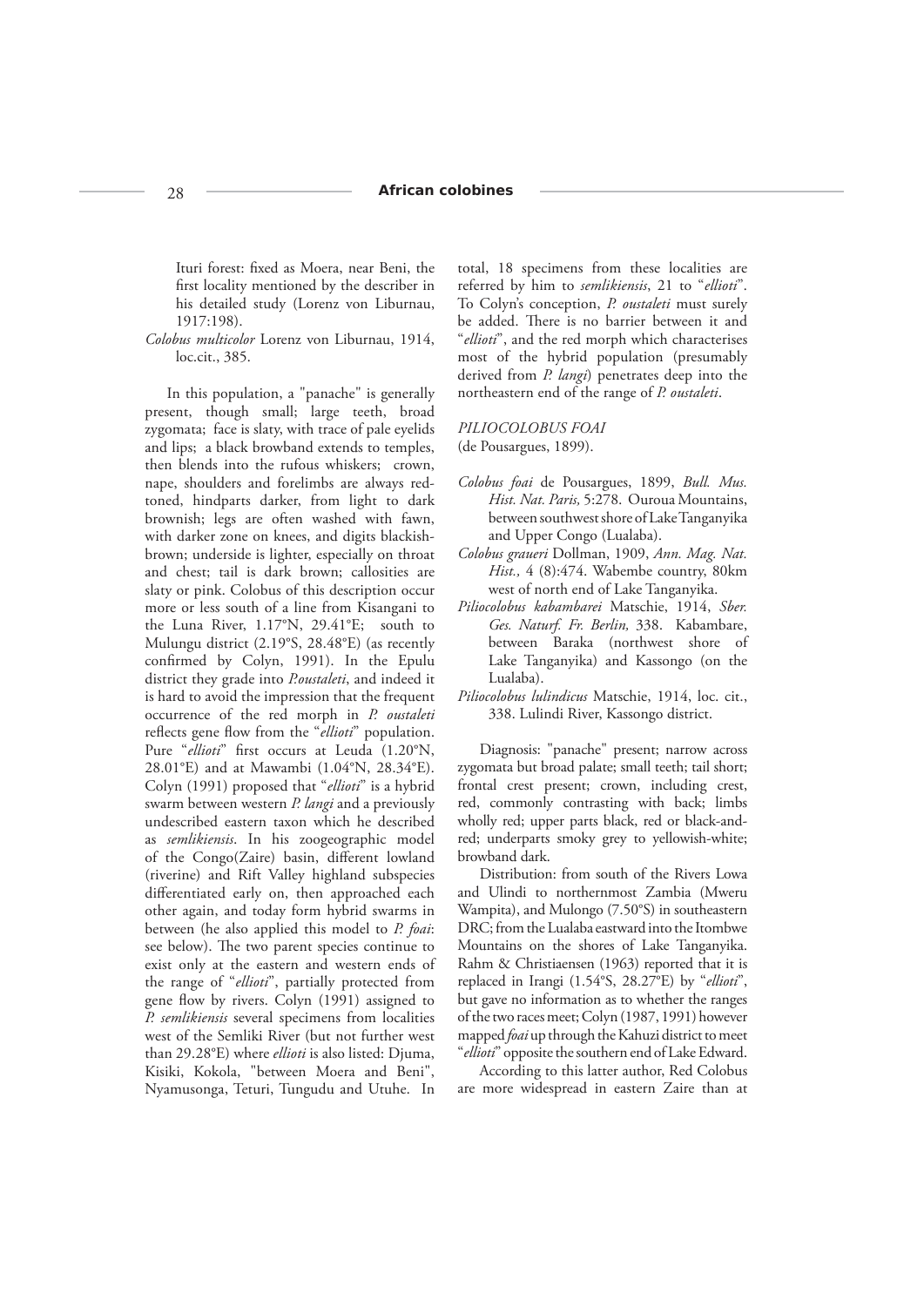Ituri forest: fixed as Moera, near Beni, the first locality mentioned by the describer in his detailed study (Lorenz von Liburnau, 1917:198).

*Colobus multicolor* Lorenz von Liburnau, 1914, loc.cit., 385.

In this population, a "panache" is generally present, though small; large teeth, broad zygomata; face is slaty, with trace of pale eyelids and lips; a black browband extends to temples, then blends into the rufous whiskers; crown, nape, shoulders and forelimbs are always red-toned, hindparts darker, from light to dark brownish; legs are often washed with fawn, with darker zone on knees, and digits blackish-brown; underside is lighter, especially on throat and chest; tail is dark brown; callosities are slaty or pink. Colobus of this description occur more or less south of a line from Kisangani to the Luna River, 1.17°N, 29.41°E; south to Mulungu district (2.19°S, 28.48°E) (as recently confirmed by Colyn, 1991). In the Epulu district they grade into *P.oustaleti*, and indeed it is hard to avoid the impression that the frequent occurrence of the red morph in *P. oustaleti* reflects gene flow from the "*ellioti*" population. Pure "*ellioti*" first occurs at Leuda (1.20°N, 28.01°E) and at Mawambi (1.04°N, 28.34°E). Colyn (1991) proposed that "*ellioti*" is a hybrid swarm between western *P. langi* and a previously undescribed eastern taxon which he described as *semlikiensis*. In his zoogeographic model of the Congo(Zaire) basin, different lowland (riverine) and Rift Valley highland subspecies differentiated early on, then approached each other again, and today form hybrid swarms in between (he also applied this model to *P. foai*: see below). The two parent species continue to exist only at the eastern and western ends of the range of "*ellioti*", partially protected from gene flow by rivers. Colyn (1991) assigned to *P. semlikiensis* several specimens from localities west of the Semliki River (but not further west than 29.28°E) where *ellioti* is also listed: Djuma, Kisiki, Kokola, "between Moera and Beni", Nyamusonga, Teturi, Tungudu and Utuhe. In total, 18 specimens from these localities are referred by him to *semlikiensis*, 21 to "*ellioti*". To Colyn's conception, *P. oustaleti* must surely be added. There is no barrier between it and "*ellioti*", and the red morph which characterises most of the hybrid population (presumably derived from *P. langi*) penetrates deep into the northeastern end of the range of *P. oustaleti*.

## *PILIOCOLOBUS FOAI*

(de Pousargues, 1899).

*Colobus foai* de Pousargues, 1899, *Bull. Mus. Hist. Nat. Paris,* 5:278. Ouroua Mountains, between southwest shore of Lake Tanganyika and Upper Congo (Lualaba).

*Colobus graueri* Dollman, 1909, *Ann. Mag. Nat. Hist.,* 4 (8):474. Wabembe country, 80km west of north end of Lake Tanganyika.

*Piliocolobus kabambarei* Matschie, 1914, *Sber. Ges. Naturf. Fr. Berlin,* 338. Kabambare, between Baraka (northwest shore of Lake Tanganyika) and Kassongo (on the Lualaba).

*Piliocolobus lulindicus* Matschie, 1914, loc. cit., 338. Lulindi River, Kassongo district.

Diagnosis: "panache" present; narrow across zygomata but broad palate; small teeth; tail short; frontal crest present; crown, including crest, red, commonly contrasting with back; limbs wholly red; upper parts black, red or black-and-red; underparts smoky grey to yellowish-white; browband dark.

Distribution: from south of the Rivers Lowa and Ulindi to northernmost Zambia (Mweru Wampita), and Mulongo (7.50°S) in southeastern DRC; from the Lualaba eastward into the Itombwe Mountains on the shores of Lake Tanganyika. Rahm & Christiaensen (1963) reported that it is replaced in Irangi (1.54°S, 28.27°E) by "*ellioti*", but gave no information as to whether the ranges of the two races meet; Colyn (1987, 1991) however mapped *foai* up through the Kahuzi district to meet "*ellioti*" opposite the southern end of Lake Edward.

According to this latter author, Red Colobus are more widespread in eastern Zaire than at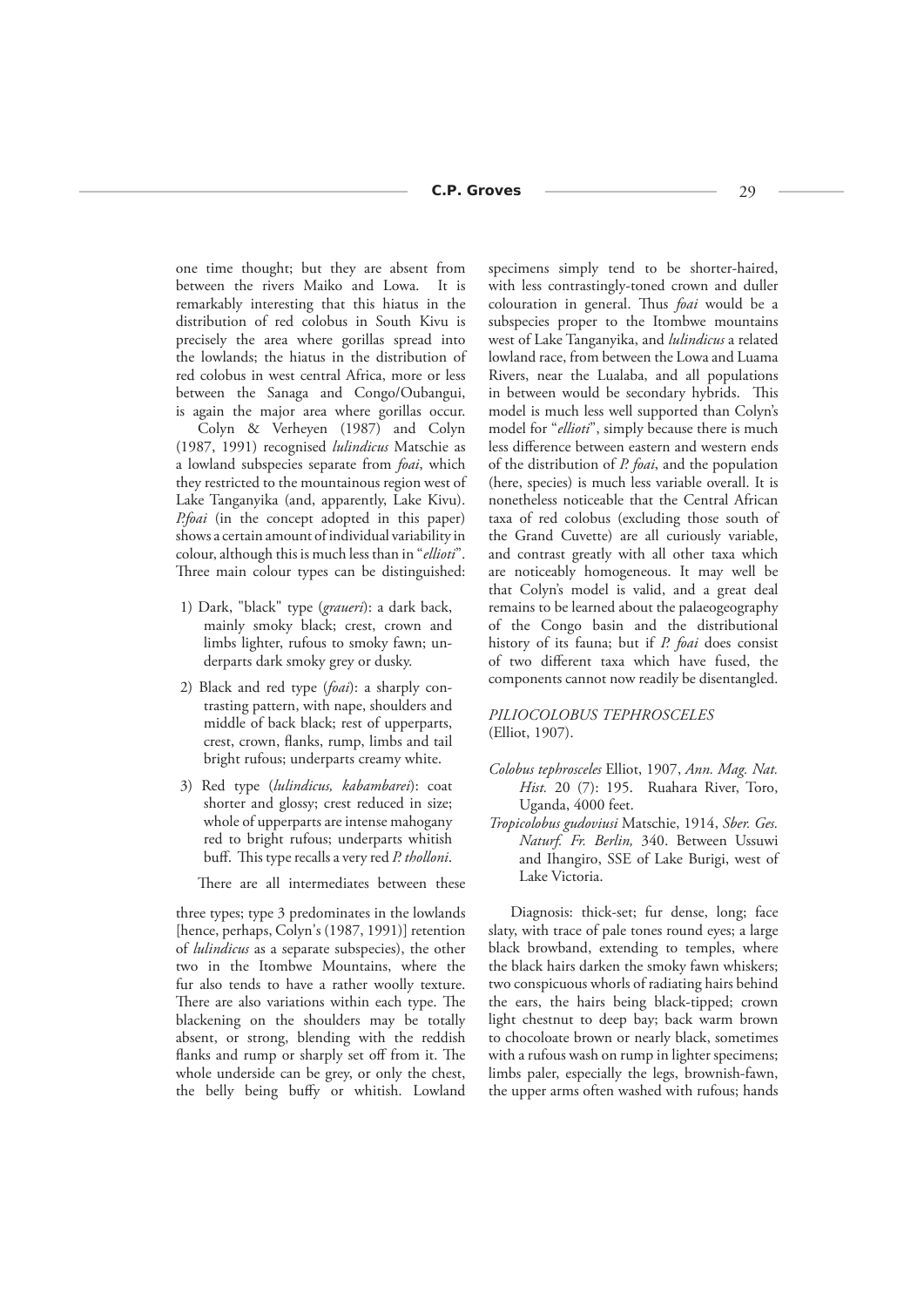one time thought; but they are absent from between the rivers Maiko and Lowa. It is remarkably interesting that this hiatus in the distribution of red colobus in South Kivu is precisely the area where gorillas spread into the lowlands; the hiatus in the distribution of red colobus in west central Africa, more or less between the Sanaga and Congo/Oubangui, is again the major area where gorillas occur.

Colyn & Verheyen (1987) and Colyn (1987, 1991) recognised *lulindicus* Matschie as a lowland subspecies separate from *foai*, which they restricted to the mountainous region west of Lake Tanganyika (and, apparently, Lake Kivu). *P.foai* (in the concept adopted in this paper) shows a certain amount of individual variability in colour, although this is much less than in "*ellioti*". Three main colour types can be distinguished:

1) Dark, "black" type (*graueri*): a dark back, mainly smoky black; crest, crown and limbs lighter, rufous to smoky fawn; underparts dark smoky grey or dusky.
2) Black and red type (*foai*): a sharply contrasting pattern, with nape, shoulders and middle of back black; rest of upperparts, crest, crown, flanks, rump, limbs and tail bright rufous; underparts creamy white.
3) Red type (*lulindicus, kabambarei*): coat shorter and glossy; crest reduced in size; whole of upperparts are intense mahogany red to bright rufous; underparts whitish buff. This type recalls a very red *P. tholloni*.

There are all intermediates between these three types; type 3 predominates in the lowlands [hence, perhaps, Colyn's (1987, 1991)] retention of *lulindicus* as a separate subspecies), the other two in the Itombwe Mountains, where the fur also tends to have a rather woolly texture. There are also variations within each type. The blackening on the shoulders may be totally absent, or strong, blending with the reddish flanks and rump or sharply set off from it. The whole underside can be grey, or only the chest, the belly being buffy or whitish. Lowland specimens simply tend to be shorter-haired, with less contrastingly-toned crown and duller colouration in general. Thus *foai* would be a subspecies proper to the Itombwe mountains west of Lake Tanganyika, and *lulindicus* a related lowland race, from between the Lowa and Luama Rivers, near the Lualaba, and all populations in between would be secondary hybrids. This model is much less well supported than Colyn's model for "*ellioti*", simply because there is much less difference between eastern and western ends of the distribution of *P. foai*, and the population (here, species) is much less variable overall. It is nonetheless noticeable that the Central African taxa of red colobus (excluding those south of the Grand Cuvette) are all curiously variable, and contrast greatly with all other taxa which are noticeably homogeneous. It may well be that Colyn's model is valid, and a great deal remains to be learned about the palaeogeography of the Congo basin and the distributional history of its fauna; but if *P. foai* does consist of two different taxa which have fused, the components cannot now readily be disentangled.

*PILIOCOLOBUS TEPHROSCELES* (Elliot, 1907).

*Colobus tephrosceles* Elliot, 1907, *Ann. Mag. Nat. Hist.* 20 (7): 195. Ruahara River, Toro, Uganda, 4000 feet.

*Tropicolobus gudoviusi* Matschie, 1914, *Sber. Ges. Naturf. Fr. Berlin,* 340. Between Ussuwi and Ihangiro, SSE of Lake Burigi, west of Lake Victoria.

Diagnosis: thick-set; fur dense, long; face slaty, with trace of pale tones round eyes; a large black browband, extending to temples, where the black hairs darken the smoky fawn whiskers; two conspicuous whorls of radiating hairs behind the ears, the hairs being black-tipped; crown light chestnut to deep bay; back warm brown to chocoloate brown or nearly black, sometimes with a rufous wash on rump in lighter specimens; limbs paler, especially the legs, brownish-fawn, the upper arms often washed with rufous; hands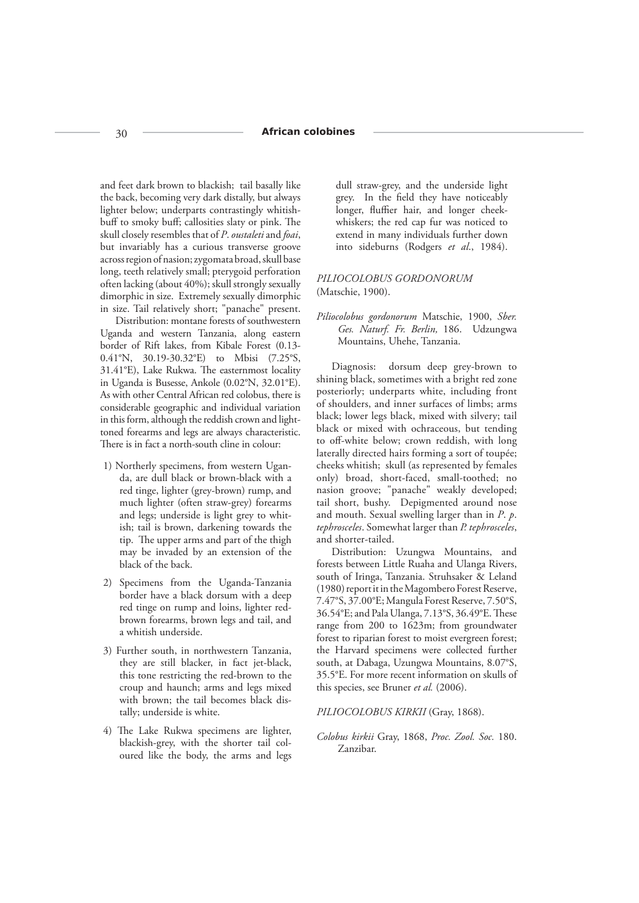and feet dark brown to blackish; tail basally like the back, becoming very dark distally, but always lighter below; underparts contrastingly whitish-buff to smoky buff; callosities slaty or pink. The skull closely resembles that of *P. oustaleti* and *foai*, but invariably has a curious transverse groove across region of nasion; zygomata broad, skull base long, teeth relatively small; pterygoid perforation often lacking (about 40%); skull strongly sexually dimorphic in size. Extremely sexually dimorphic in size. Tail relatively short; "panache" present.

Distribution: montane forests of southwestern Uganda and western Tanzania, along eastern border of Rift lakes, from Kibale Forest (0.13-0.41°N, 30.19-30.32°E) to Mbisi (7.25°S, 31.41°E), Lake Rukwa. The easternmost locality in Uganda is Busesse, Ankole (0.02°N, 32.01°E). As with other Central African red colobus, there is considerable geographic and individual variation in this form, although the reddish crown and light-toned forearms and legs are always characteristic. There is in fact a north-south cline in colour:

1) Northerly specimens, from western Uganda, are dull black or brown-black with a red tinge, lighter (grey-brown) rump, and much lighter (often straw-grey) forearms and legs; underside is light grey to whitish; tail is brown, darkening towards the tip. The upper arms and part of the thigh may be invaded by an extension of the black of the back.

2) Specimens from the Uganda-Tanzania border have a black dorsum with a deep red tinge on rump and loins, lighter red-brown forearms, brown legs and tail, and a whitish underside.

3) Further south, in northwestern Tanzania, they are still blacker, in fact jet-black, this tone restricting the red-brown to the croup and haunch; arms and legs mixed with brown; the tail becomes black distally; underside is white.

4) The Lake Rukwa specimens are lighter, blackish-grey, with the shorter tail coloured like the body, the arms and legs dull straw-grey, and the underside light grey. In the field they have noticeably longer, fluffier hair, and longer cheek-whiskers; the red cap fur was noticed to extend in many individuals further down into sideburns (Rodgers *et al*., 1984).

*PILIOCOLOBUS GORDONORUM* (Matschie, 1900).

*Piliocolobus gordonorum* Matschie, 1900, *Sber. Ges. Naturf. Fr. Berlin,* 186. Udzungwa Mountains, Uhehe, Tanzania.

Diagnosis: dorsum deep grey-brown to shining black, sometimes with a bright red zone posteriorly; underparts white, including front of shoulders, and inner surfaces of limbs; arms black; lower legs black, mixed with silvery; tail black or mixed with ochraceous, but tending to off-white below; crown reddish, with long laterally directed hairs forming a sort of toupée; cheeks whitish; skull (as represented by females only) broad, short-faced, small-toothed; no nasion groove; "panache" weakly developed; tail short, bushy. Depigmented around nose and mouth. Sexual swelling larger than in *P. p. tephrosceles*. Somewhat larger than *P. tephrosceles*, and shorter-tailed.

Distribution: Uzungwa Mountains, and forests between Little Ruaha and Ulanga Rivers, south of Iringa, Tanzania. Struhsaker & Leland (1980) report it in the Magombero Forest Reserve, 7.47°S, 37.00°E; Mangula Forest Reserve, 7.50°S, 36.54°E; and Pala Ulanga, 7.13°S, 36.49°E. These range from 200 to 1623m; from groundwater forest to riparian forest to moist evergreen forest; the Harvard specimens were collected further south, at Dabaga, Uzungwa Mountains, 8.07°S, 35.5°E. For more recent information on skulls of this species, see Bruner *et al.* (2006).

*PILIOCOLOBUS KIRKII* (Gray, 1868).

*Colobus kirkii* Gray, 1868, *Proc. Zool. Soc.* 180. Zanzibar.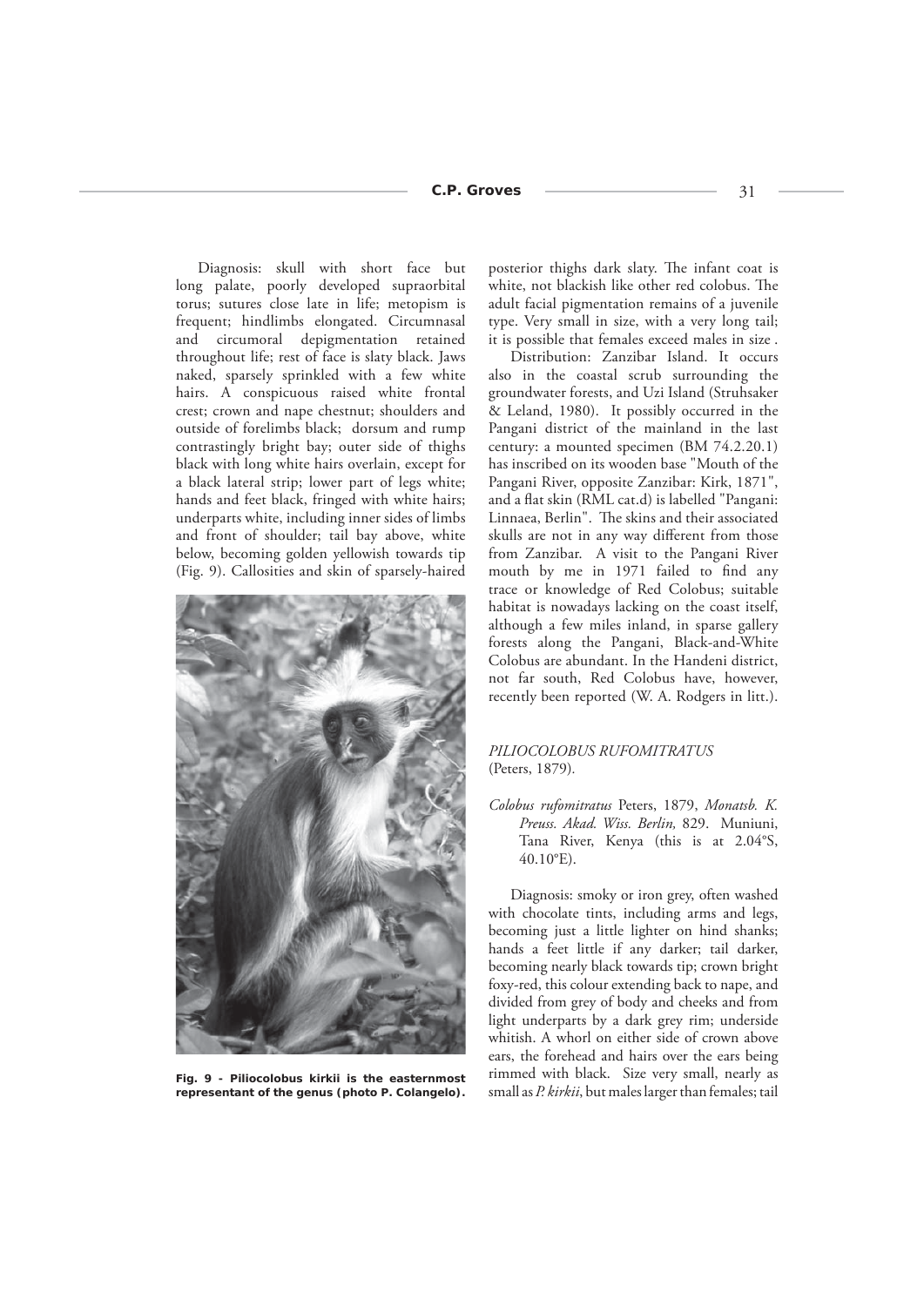Diagnosis: skull with short face but long palate, poorly developed supraorbital torus; sutures close late in life; metopism is frequent; hindlimbs elongated. Circumnasal and circumoral depigmentation retained throughout life; rest of face is slaty black. Jaws naked, sparsely sprinkled with a few white hairs. A conspicuous raised white frontal crest; crown and nape chestnut; shoulders and outside of forelimbs black; dorsum and rump contrastingly bright bay; outer side of thighs black with long white hairs overlain, except for a black lateral strip; lower part of legs white; hands and feet black, fringed with white hairs; underparts white, including inner sides of limbs and front of shoulder; tail bay above, white below, becoming golden yellowish towards tip (Fig. 9). Callosities and skin of sparsely-haired posterior thighs dark slaty. The infant coat is white, not blackish like other red colobus. The adult facial pigmentation remains of a juvenile type. Very small in size, with a very long tail; it is possible that females exceed males in size .

**Fig. 9 - Piliocolobus kirkii is the easternmost representant of the genus (photo P. Colangelo).**

Distribution: Zanzibar Island. It occurs also in the coastal scrub surrounding the groundwater forests, and Uzi Island (Struhsaker & Leland, 1980). It possibly occurred in the Pangani district of the mainland in the last century: a mounted specimen (BM 74.2.20.1) has inscribed on its wooden base "Mouth of the Pangani River, opposite Zanzibar: Kirk, 1871", and a flat skin (RML cat.d) is labelled "Pangani: Linnaea, Berlin". The skins and their associated skulls are not in any way different from those from Zanzibar. A visit to the Pangani River mouth by me in 1971 failed to find any trace or knowledge of Red Colobus; suitable habitat is nowadays lacking on the coast itself, although a few miles inland, in sparse gallery forests along the Pangani, Black-and-White Colobus are abundant. In the Handeni district, not far south, Red Colobus have, however, recently been reported (W. A. Rodgers in litt.).

*PILIOCOLOBUS RUFOMITRATUS* (Peters, 1879).

*Colobus rufomitratus* Peters, 1879, *Monatsb. K. Preuss. Akad. Wiss. Berlin,* 829. Muniuni, Tana River, Kenya (this is at 2.04°S, 40.10°E).

Diagnosis: smoky or iron grey, often washed with chocolate tints, including arms and legs, becoming just a little lighter on hind shanks; hands a feet little if any darker; tail darker, becoming nearly black towards tip; crown bright foxy-red, this colour extending back to nape, and divided from grey of body and cheeks and from light underparts by a dark grey rim; underside whitish. A whorl on either side of crown above ears, the forehead and hairs over the ears being rimmed with black. Size very small, nearly as small as *P. kirkii*, but males larger than females; tail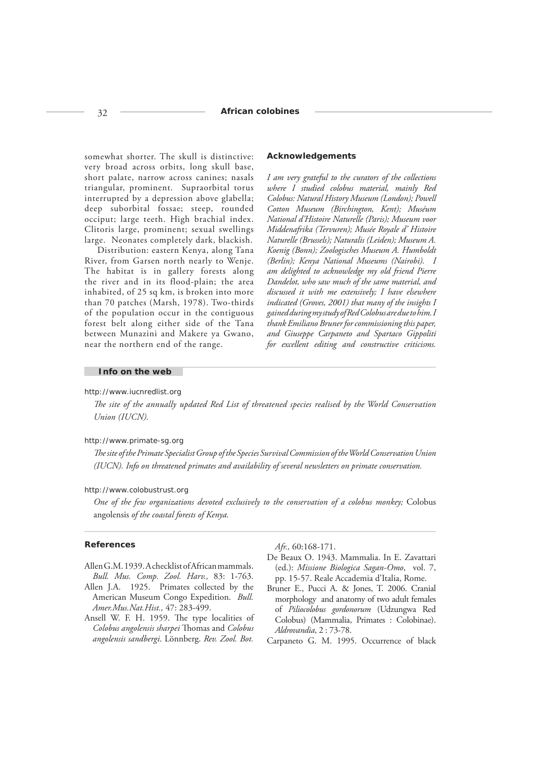somewhat shorter. The skull is distinctive: very broad across orbits, long skull base, short palate, narrow across canines; nasals triangular, prominent. Supraorbital torus interrupted by a depression above glabella; deep suborbital fossae; steep, rounded occiput; large teeth. High brachial index. Clitoris large, prominent; sexual swellings large. Neonates completely dark, blackish.

Distribution: eastern Kenya, along Tana River, from Garsen north nearly to Wenje. The habitat is in gallery forests along the river and in its flood-plain; the area inhabited, of 25 sq km, is broken into more than 70 patches (Marsh, 1978). Two-thirds of the population occur in the contiguous forest belt along either side of the Tana between Munazini and Makere ya Gwano, near the northern end of the range.

## Acknowledgements

*I am very grateful to the curators of the collections where I studied colobus material, mainly Red Colobus: Natural History Museum (London); Powell Cotton Museum (Birchington, Kent); Muséum National d'Histoire Naturelle (Paris); Museum voor Middenafrika (Tervuren); Musée Royale d' Histoire Naturelle (Brussels); Naturalis (Leiden); Museum A. Koenig (Bonn); Zoologisches Museum A. Humboldt (Berlin); Kenya National Museums (Nairobi). I am delighted to acknowledge my old friend Pierre Dandelot, who saw much of the same material, and discussed it with me extensively; I have elsewhere indicated (Groves, 2001) that many of the insights I gained during my study of Red Colobus are due to him. I thank Emiliano Bruner for commissioning this paper, and Giuseppe Carpaneto and Spartaco Gippoliti for excellent editing and constructive criticisms.*

## Info on the web

http://www.iucnredlist.org

*The site of the annually updated Red List of threatened species realised by the World Conservation Union (IUCN).*

http://www.primate-sg.org

*The site of the Primate Specialist Group of the Species Survival Commission of the World Conservation Union (IUCN). Info on threatened primates and availability of several newsletters on primate conservation.*

http://www.colobustrust.org

*One of the few organizations devoted exclusively to the conservation of a colobus monkey;* Colobus angolensis *of the coastal forests of Kenya.*

## References

Allen G.M. 1939. A checklist of African mammals. *Bull. Mus. Comp. Zool. Harv.,* 83: 1-763.

Allen J.A. 1925. Primates collected by the American Museum Congo Expedition. *Bull. Amer.Mus.Nat.Hist.,* 47: 283-499.

Ansell W. F. H. 1959. The type localities of *Colobus angolensis sharpei* Thomas and *Colobus angolensis sandbergi*. Lönnberg. *Rev. Zool. Bot. Afr.,* 60:168-171.

De Beaux O. 1943. Mammalia. In E. Zavattari (ed.): *Missione Biologica Sagan-Omo*, vol. 7, pp. 15-57. Reale Accademia d'Italia, Rome.

Bruner E., Pucci A. & Jones, T. 2006. Cranial morphology and anatomy of two adult females of *Piliocolobus gordonorum* (Udzungwa Red Colobus) (Mammalia, Primates : Colobinae). *Aldrovandia*, 2 : 73-78.

Carpaneto G. M. 1995. Occurrence of black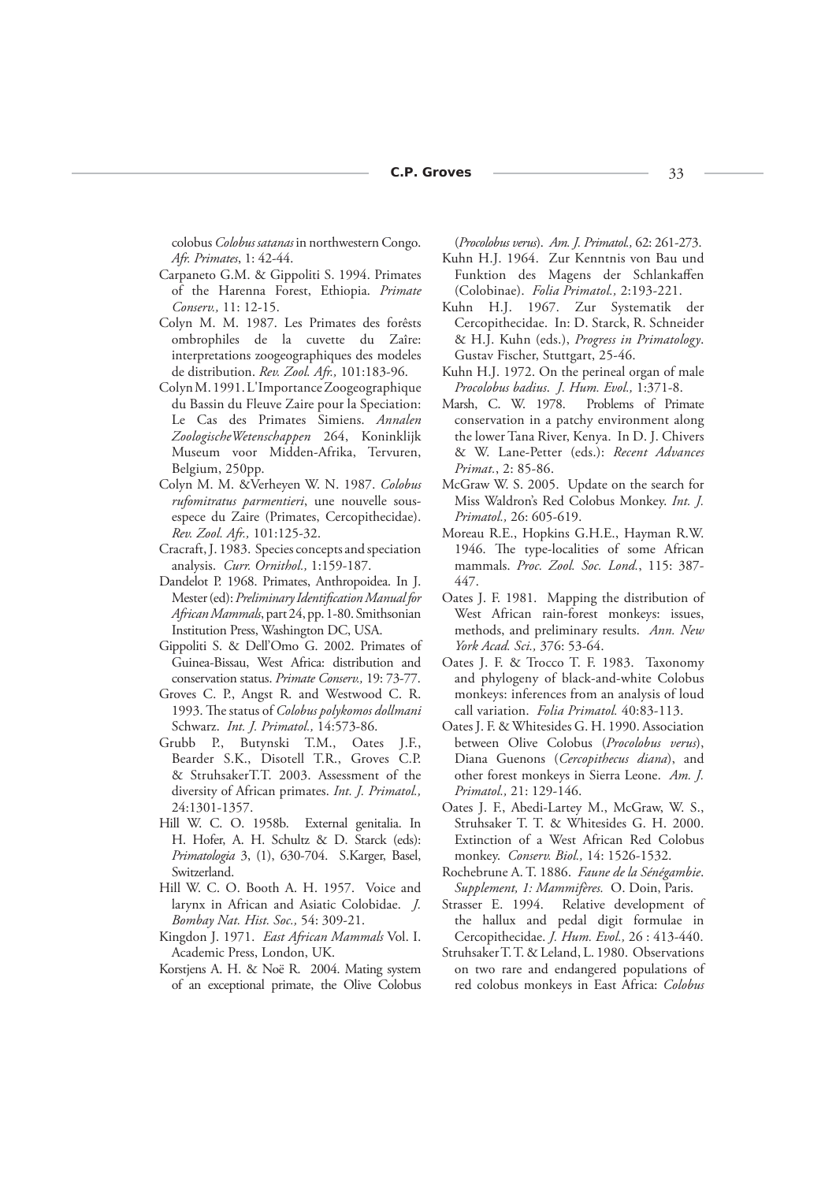colobus *Colobus satanas* in northwestern Congo. *Afr. Primates*, 1: 42-44.

Carpaneto G.M. & Gippoliti S. 1994. Primates of the Harenna Forest, Ethiopia. *Primate Conserv.,* 11: 12-15.

Colyn M. M. 1987. Les Primates des forêsts ombrophiles de la cuvette du Zaîre: interpretations zoogeographiques des modeles de distribution. *Rev. Zool. Afr.,* 101:183-96.

Colyn M. 1991. L'Importance Zoogeographique du Bassin du Fleuve Zaire pour la Speciation: Le Cas des Primates Simiens. *Annalen ZoologischeWetenschappen* 264, Koninklijk Museum voor Midden-Afrika, Tervuren, Belgium, 250pp.

Colyn M. M. &Verheyen W. N. 1987. *Colobus rufomitratus parmentieri*, une nouvelle sous-espece du Zaire (Primates, Cercopithecidae). *Rev. Zool. Afr.,* 101:125-32.

Cracraft, J. 1983. Species concepts and speciation analysis. *Curr. Ornithol.,* 1:159-187.

Dandelot P. 1968. Primates, Anthropoidea. In J. Mester (ed): *Preliminary Identification Manual for African Mammals*, part 24, pp. 1-80. Smithsonian Institution Press, Washington DC, USA.

Gippoliti S. & Dell'Omo G. 2002. Primates of Guinea-Bissau, West Africa: distribution and conservation status. *Primate Conserv.,* 19: 73-77.

Groves C. P., Angst R. and Westwood C. R. 1993. The status of *Colobus polykomos dollmani* Schwarz. *Int. J. Primatol.,* 14:573-86.

Grubb P., Butynski T.M., Oates J.F., Bearder S.K., Disotell T.R., Groves C.P. & StruhsakerT.T. 2003. Assessment of the diversity of African primates. *Int. J. Primatol.,* 24:1301-1357.

Hill W. C. O. 1958b. External genitalia. In H. Hofer, A. H. Schultz & D. Starck (eds): *Primatologia* 3, (1), 630-704. S.Karger, Basel, Switzerland.

Hill W. C. O. Booth A. H. 1957. Voice and larynx in African and Asiatic Colobidae. *J. Bombay Nat. Hist. Soc.,* 54: 309-21.

Kingdon J. 1971. *East African Mammals* Vol. I. Academic Press, London, UK.

Korstjens A. H. & Noë R. 2004. Mating system of an exceptional primate, the Olive Colobus (*Procolobus verus*). *Am. J. Primatol.,* 62: 261-273.

Kuhn H.J. 1964. Zur Kenntnis von Bau und Funktion des Magens der Schlankaffen (Colobinae). *Folia Primatol.,* 2:193-221.

Kuhn H.J. 1967. Zur Systematik der Cercopithecidae. In: D. Starck, R. Schneider & H.J. Kuhn (eds.), *Progress in Primatology*. Gustav Fischer, Stuttgart, 25-46.

Kuhn H.J. 1972. On the perineal organ of male *Procolobus badius*. *J. Hum. Evol.,* 1:371-8.

Marsh, C. W. 1978. Problems of Primate conservation in a patchy environment along the lower Tana River, Kenya. In D. J. Chivers & W. Lane-Petter (eds.): *Recent Advances Primat.*, 2: 85-86.

McGraw W. S. 2005. Update on the search for Miss Waldron's Red Colobus Monkey. *Int. J. Primatol.,* 26: 605-619.

Moreau R.E., Hopkins G.H.E., Hayman R.W. 1946. The type-localities of some African mammals. *Proc. Zool. Soc. Lond.*, 115: 387-447.

Oates J. F. 1981. Mapping the distribution of West African rain-forest monkeys: issues, methods, and preliminary results. *Ann. New York Acad. Sci.,* 376: 53-64.

Oates J. F. & Trocco T. F. 1983. Taxonomy and phylogeny of black-and-white Colobus monkeys: inferences from an analysis of loud call variation. *Folia Primatol.* 40:83-113.

Oates J. F. & Whitesides G. H. 1990. Association between Olive Colobus (*Procolobus verus*), Diana Guenons (*Cercopithecus diana*), and other forest monkeys in Sierra Leone. *Am. J. Primatol.,* 21: 129-146.

Oates J. F., Abedi-Lartey M., McGraw, W. S., Struhsaker T. T. & Whitesides G. H. 2000. Extinction of a West African Red Colobus monkey. *Conserv. Biol.,* 14: 1526-1532.

Rochebrune A. T. 1886. *Faune de la Sénégambie. Supplement, 1: Mammifères.* O. Doin, Paris.

Strasser E. 1994. Relative development of the hallux and pedal digit formulae in Cercopithecidae. *J. Hum. Evol.,* 26 : 413-440.

Struhsaker T. T. & Leland, L. 1980. Observations on two rare and endangered populations of red colobus monkeys in East Africa: *Colobus*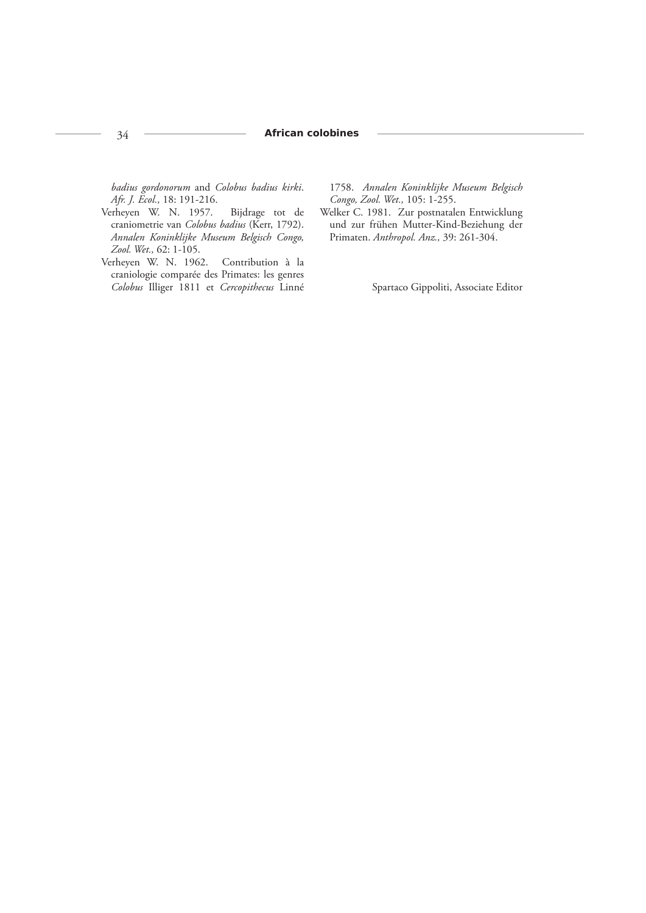*badius gordonorum* and *Colobus badius kirki*. *Afr. J. Ecol.,* 18: 191-216.

Verheyen W. N. 1957. Bijdrage tot de craniometrie van *Colobus badius* (Kerr, 1792). *Annalen Koninklijke Museum Belgisch Congo, Zool. Wet.,* 62: 1-105.

Verheyen W. N. 1962. Contribution à la craniologie comparée des Primates: les genres *Colobus* Illiger 1811 et *Cercopithecus* Linné 1758. *Annalen Koninklijke Museum Belgisch Congo, Zool. Wet.,* 105: 1-255.

Welker C. 1981. Zur postnatalen Entwicklung und zur frühen Mutter-Kind-Beziehung der Primaten. *Anthropol. Anz.,* 39: 261-304.

Spartaco Gippoliti, Associate Editor